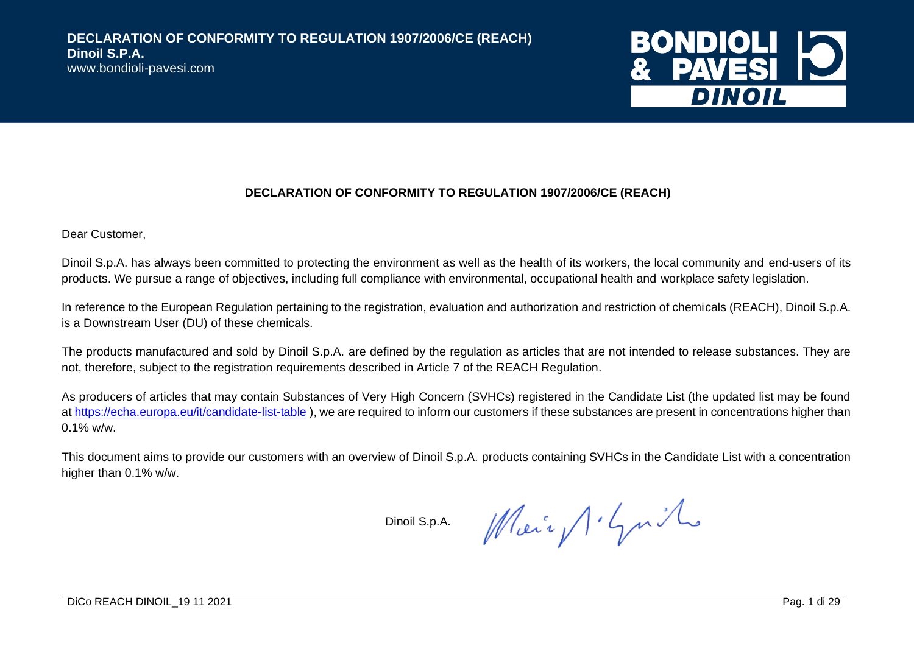# DECLARATION OF CONFORMITY TO REGULATION 1907/2006/CE (REACH)

Dear Customer,

Dinoil S.p.A. has always been committed to protecting the environment as well as the health of its workers, the local community and end-users of its products. We pursue a range of objectives, including full compliance with environmental, occupational health and workplace safety legislation.

In reference to the European Regulation pertaining to the registration, evaluation and authorization and restriction of chemicals (REACH), Dinoil S.p.A. is a Downstream User (DU) of these chemicals.

The products manufactured and sold by Dinoil S.p.A. are defined by the regulation as articles that are not intended to release substances. They are not, therefore, subject to the registration requirements described in Article 7 of the REACH Regulation.

As producers of articles that may contain Substances of Very High Concern (SVHCs) registered in the Candidate List (the updated list may be found at https://echa.europa.eu/it/candidate-list-table ), we are required to inform our customers if these substances are present in concentrations higher than 0.1% w/w.

This document aims to provide our customers with an overview of Dinoil S.p.A. products containing SVHCs in the Candidate List with a concentration higher than 0.1% w/w.

Dinoil S.p.A.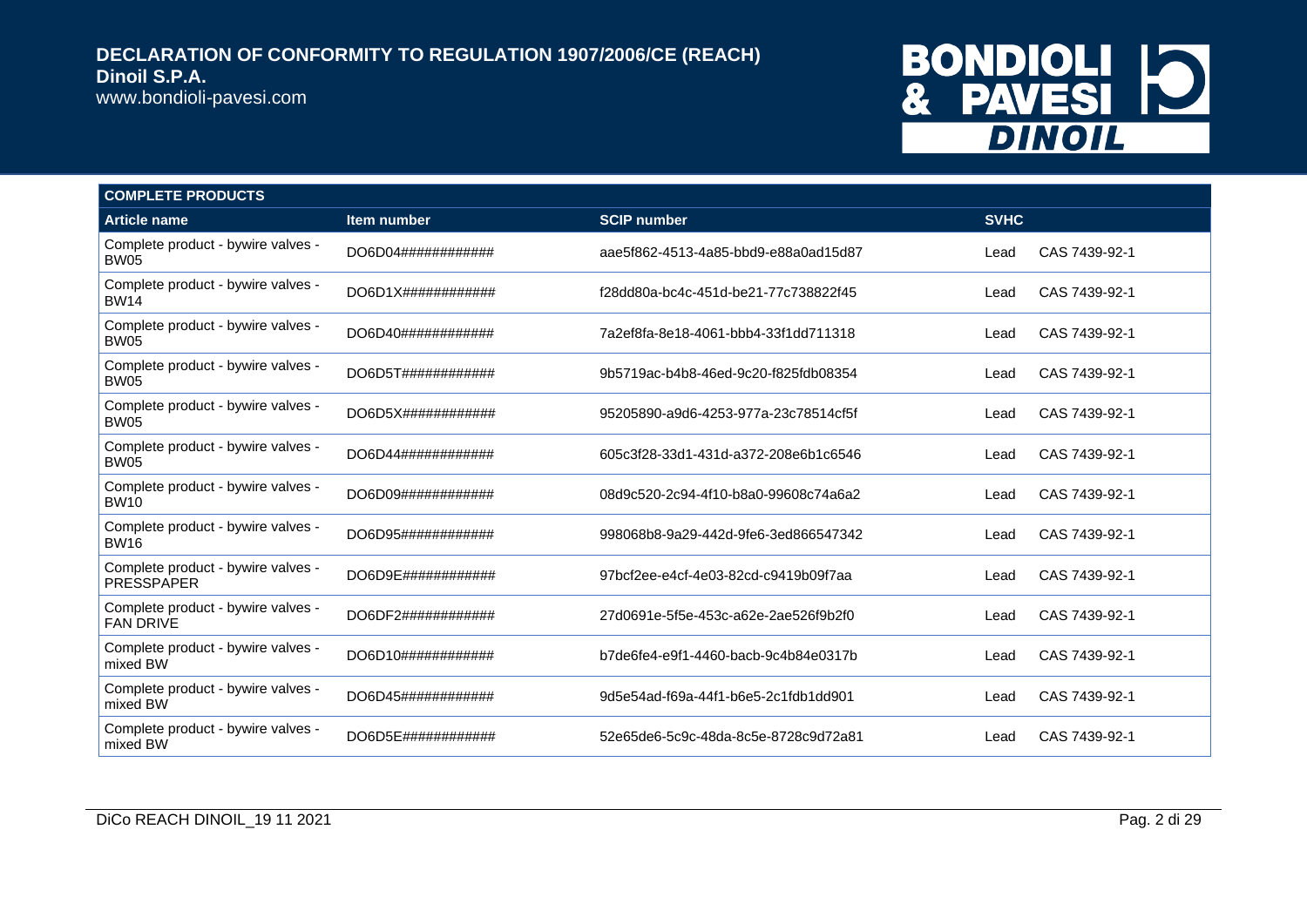# DECLARATION OF CONFORMITY TO REGULATION 1907/2006/CE (REACH)

**Dinoil S.P.A.**

www.bondioli-pavesi.com

| COMPLETE PRODUCTS | | | |
|---|---|---|---|
| **Article name** | **Item number** | **SCIP number** | **SVHC** |
| Complete product - bywire valves - BW05 | DO6D04############ | aae5f862-4513-4a85-bbd9-e88a0ad15d87 | Lead CAS 7439-92-1 |
| Complete product - bywire valves - BW14 | DO6D1X############ | f28dd80a-bc4c-451d-be21-77c738822f45 | Lead CAS 7439-92-1 |
| Complete product - bywire valves - BW05 | DO6D40############ | 7a2ef8fa-8e18-4061-bbb4-33f1dd711318 | Lead CAS 7439-92-1 |
| Complete product - bywire valves - BW05 | DO6D5T############ | 9b5719ac-b4b8-46ed-9c20-f825fdb08354 | Lead CAS 7439-92-1 |
| Complete product - bywire valves - BW05 | DO6D5X############ | 95205890-a9d6-4253-977a-23c78514cf5f | Lead CAS 7439-92-1 |
| Complete product - bywire valves - BW05 | DO6D44############ | 605c3f28-33d1-431d-a372-208e6b1c6546 | Lead CAS 7439-92-1 |
| Complete product - bywire valves - BW10 | DO6D09############ | 08d9c520-2c94-4f10-b8a0-99608c74a6a2 | Lead CAS 7439-92-1 |
| Complete product - bywire valves - BW16 | DO6D95############ | 998068b8-9a29-442d-9fe6-3ed866547342 | Lead CAS 7439-92-1 |
| Complete product - bywire valves - PRESSPAPER | DO6D9E############ | 97bcf2ee-e4cf-4e03-82cd-c9419b09f7aa | Lead CAS 7439-92-1 |
| Complete product - bywire valves - FAN DRIVE | DO6DF2############ | 27d0691e-5f5e-453c-a62e-2ae526f9b2f0 | Lead CAS 7439-92-1 |
| Complete product - bywire valves - mixed BW | DO6D10############ | b7de6fe4-e9f1-4460-bacb-9c4b84e0317b | Lead CAS 7439-92-1 |
| Complete product - bywire valves - mixed BW | DO6D45############ | 9d5e54ad-f69a-44f1-b6e5-2c1fdb1dd901 | Lead CAS 7439-92-1 |
| Complete product - bywire valves - mixed BW | DO6D5E############ | 52e65de6-5c9c-48da-8c5e-8728c9d72a81 | Lead CAS 7439-92-1 |

DiCo REACH DINOIL_19 11 2021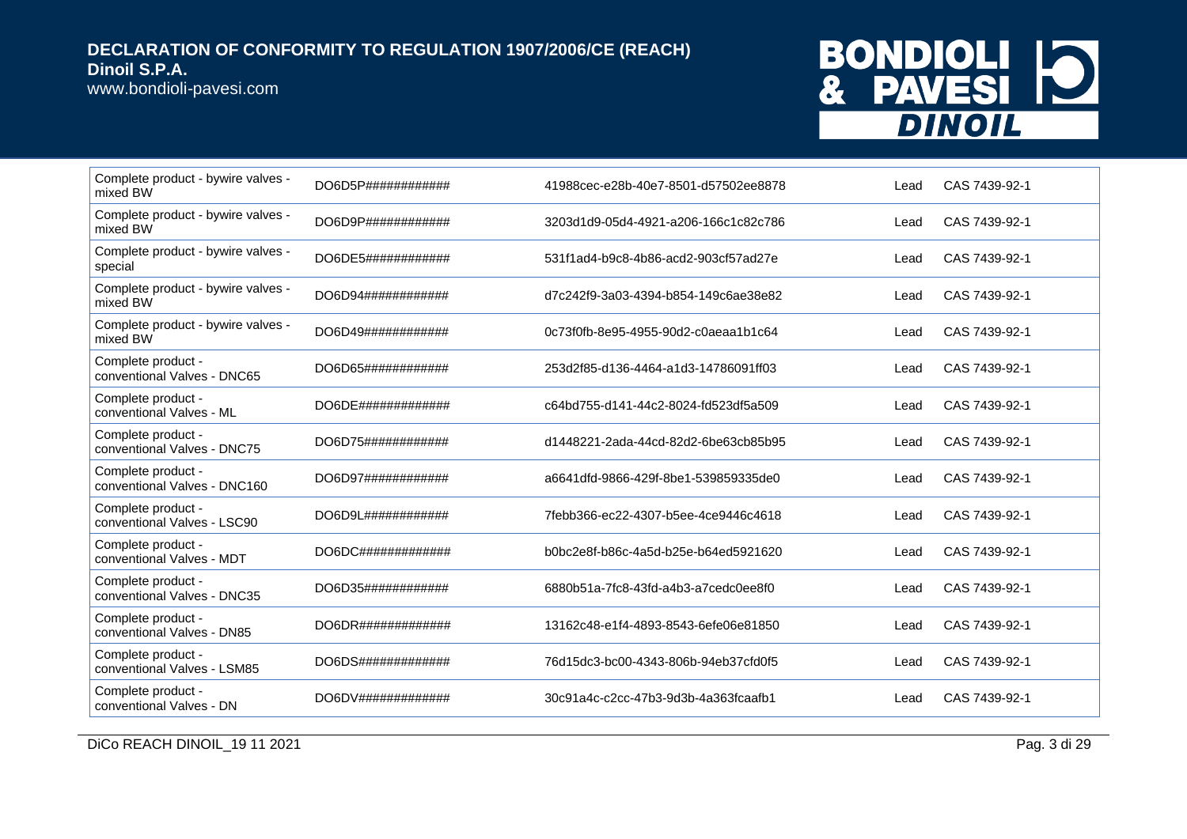| Complete product - bywire valves - mixed BW | DO6D5P############ | 41988cec-e28b-40e7-8501-d57502ee8878 | Lead | CAS 7439-92-1 |
|---|---|---|---|---|
| Complete product - bywire valves - mixed BW | DO6D9P############ | 3203d1d9-05d4-4921-a206-166c1c82c786 | Lead | CAS 7439-92-1 |
| Complete product - bywire valves - special | DO6DE5############ | 531f1ad4-b9c8-4b86-acd2-903cf57ad27e | Lead | CAS 7439-92-1 |
| Complete product - bywire valves - mixed BW | DO6D94############ | d7c242f9-3a03-4394-b854-149c6ae38e82 | Lead | CAS 7439-92-1 |
| Complete product - bywire valves - mixed BW | DO6D49############ | 0c73f0fb-8e95-4955-90d2-c0aeaa1b1c64 | Lead | CAS 7439-92-1 |
| Complete product - conventional Valves - DNC65 | DO6D65############ | 253d2f85-d136-4464-a1d3-14786091ff03 | Lead | CAS 7439-92-1 |
| Complete product - conventional Valves - ML | DO6DE############# | c64bd755-d141-44c2-8024-fd523df5a509 | Lead | CAS 7439-92-1 |
| Complete product - conventional Valves - DNC75 | DO6D75############ | d1448221-2ada-44cd-82d2-6be63cb85b95 | Lead | CAS 7439-92-1 |
| Complete product - conventional Valves - DNC160 | DO6D97############ | a6641dfd-9866-429f-8be1-539859335de0 | Lead | CAS 7439-92-1 |
| Complete product - conventional Valves - LSC90 | DO6D9L############ | 7febb366-ec22-4307-b5ee-4ce9446c4618 | Lead | CAS 7439-92-1 |
| Complete product - conventional Valves - MDT | DO6DC############# | b0bc2e8f-b86c-4a5d-b25e-b64ed5921620 | Lead | CAS 7439-92-1 |
| Complete product - conventional Valves - DNC35 | DO6D35############ | 6880b51a-7fc8-43fd-a4b3-a7cedc0ee8f0 | Lead | CAS 7439-92-1 |
| Complete product - conventional Valves - DN85 | DO6DR############# | 13162c48-e1f4-4893-8543-6efe06e81850 | Lead | CAS 7439-92-1 |
| Complete product - conventional Valves - LSM85 | DO6DS############# | 76d15dc3-bc00-4343-806b-94eb37cfd0f5 | Lead | CAS 7439-92-1 |
| Complete product - conventional Valves - DN | DO6DV############# | 30c91a4c-c2cc-47b3-9d3b-4a363fcaafb1 | Lead | CAS 7439-92-1 |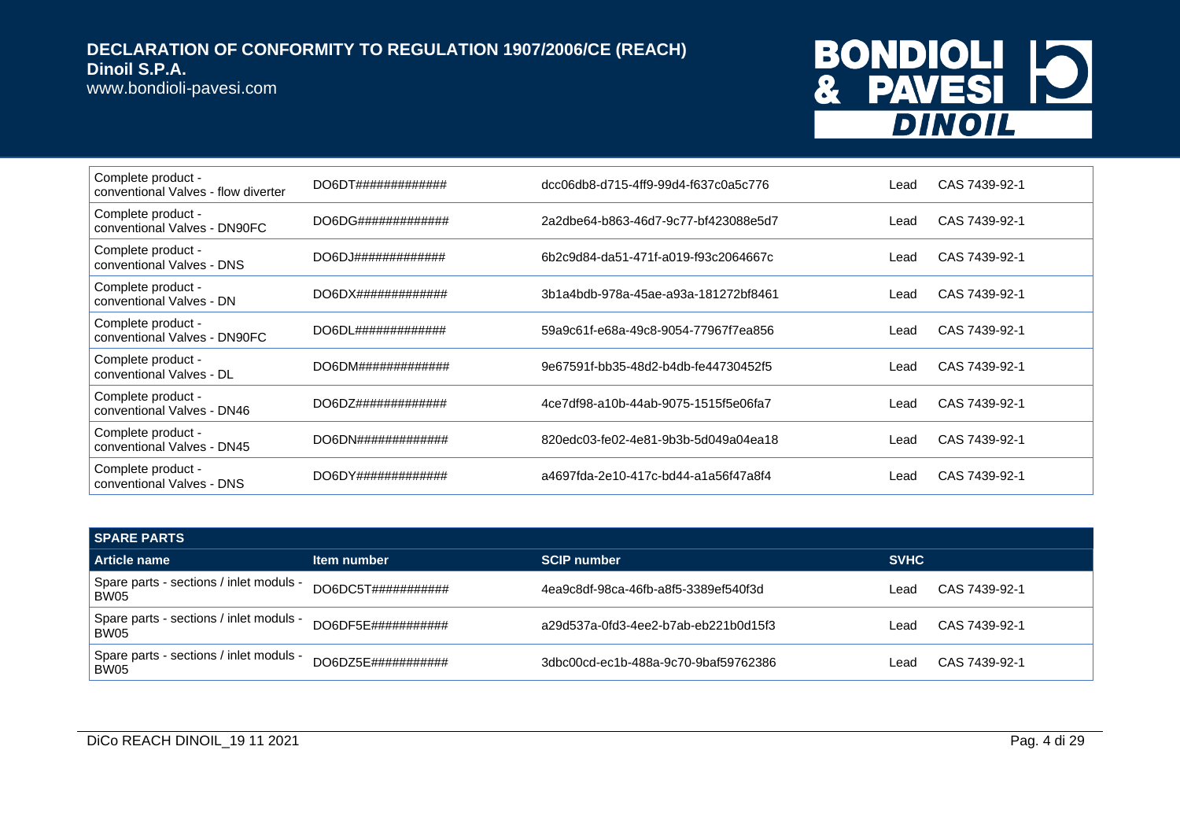| | | | | |
|---|---|---|---|---|
| Complete product - conventional Valves - flow diverter | DO6DT############# | dcc06db8-d715-4ff9-99d4-f637c0a5c776 | Lead | CAS 7439-92-1 |
| Complete product - conventional Valves - DN90FC | DO6DG############# | 2a2dbe64-b863-46d7-9c77-bf423088e5d7 | Lead | CAS 7439-92-1 |
| Complete product - conventional Valves - DNS | DO6DJ############# | 6b2c9d84-da51-471f-a019-f93c2064667c | Lead | CAS 7439-92-1 |
| Complete product - conventional Valves - DN | DO6DX############# | 3b1a4bdb-978a-45ae-a93a-181272bf8461 | Lead | CAS 7439-92-1 |
| Complete product - conventional Valves - DN90FC | DO6DL############# | 59a9c61f-e68a-49c8-9054-77967f7ea856 | Lead | CAS 7439-92-1 |
| Complete product - conventional Valves - DL | DO6DM############# | 9e67591f-bb35-48d2-b4db-fe44730452f5 | Lead | CAS 7439-92-1 |
| Complete product - conventional Valves - DN46 | DO6DZ############# | 4ce7df98-a10b-44ab-9075-1515f5e06fa7 | Lead | CAS 7439-92-1 |
| Complete product - conventional Valves - DN45 | DO6DN############# | 820edc03-fe02-4e81-9b3b-5d049a04ea18 | Lead | CAS 7439-92-1 |
| Complete product - conventional Valves - DNS | DO6DY############# | a4697fda-2e10-417c-bd44-a1a56f47a8f4 | Lead | CAS 7439-92-1 |

**SPARE PARTS**

| Article name | Item number | SCIP number | SVHC | |
|---|---|---|---|---|
| Spare parts - sections / inlet moduls - BW05 | DO6DC5T########### | 4ea9c8df-98ca-46fb-a8f5-3389ef540f3d | Lead | CAS 7439-92-1 |
| Spare parts - sections / inlet moduls - BW05 | DO6DF5E########### | a29d537a-0fd3-4ee2-b7ab-eb221b0d15f3 | Lead | CAS 7439-92-1 |
| Spare parts - sections / inlet moduls - BW05 | DO6DZ5E########### | 3dbc00cd-ec1b-488a-9c70-9baf59762386 | Lead | CAS 7439-92-1 |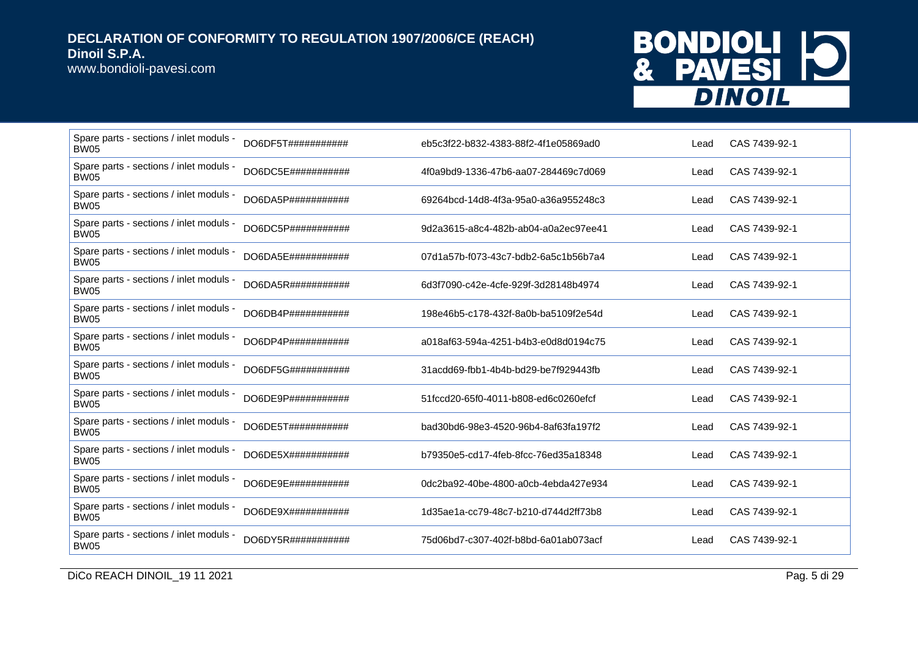| | | | | |
|---|---|---|---|---|
| Spare parts - sections / inlet moduls - BW05 | DO6DF5T########### | eb5c3f22-b832-4383-88f2-4f1e05869ad0 | Lead | CAS 7439-92-1 |
| Spare parts - sections / inlet moduls - BW05 | DO6DC5E########### | 4f0a9bd9-1336-47b6-aa07-284469c7d069 | Lead | CAS 7439-92-1 |
| Spare parts - sections / inlet moduls - BW05 | DO6DA5P########### | 69264bcd-14d8-4f3a-95a0-a36a955248c3 | Lead | CAS 7439-92-1 |
| Spare parts - sections / inlet moduls - BW05 | DO6DC5P########### | 9d2a3615-a8c4-482b-ab04-a0a2ec97ee41 | Lead | CAS 7439-92-1 |
| Spare parts - sections / inlet moduls - BW05 | DO6DA5E########### | 07d1a57b-f073-43c7-bdb2-6a5c1b56b7a4 | Lead | CAS 7439-92-1 |
| Spare parts - sections / inlet moduls - BW05 | DO6DA5R########### | 6d3f7090-c42e-4cfe-929f-3d28148b4974 | Lead | CAS 7439-92-1 |
| Spare parts - sections / inlet moduls - BW05 | DO6DB4P########### | 198e46b5-c178-432f-8a0b-ba5109f2e54d | Lead | CAS 7439-92-1 |
| Spare parts - sections / inlet moduls - BW05 | DO6DP4P########### | a018af63-594a-4251-b4b3-e0d8d0194c75 | Lead | CAS 7439-92-1 |
| Spare parts - sections / inlet moduls - BW05 | DO6DF5G########### | 31acdd69-fbb1-4b4b-bd29-be7f929443fb | Lead | CAS 7439-92-1 |
| Spare parts - sections / inlet moduls - BW05 | DO6DE9P########### | 51fccd20-65f0-4011-b808-ed6c0260efcf | Lead | CAS 7439-92-1 |
| Spare parts - sections / inlet moduls - BW05 | DO6DE5T########### | bad30bd6-98e3-4520-96b4-8af63fa197f2 | Lead | CAS 7439-92-1 |
| Spare parts - sections / inlet moduls - BW05 | DO6DE5X########### | b79350e5-cd17-4feb-8fcc-76ed35a18348 | Lead | CAS 7439-92-1 |
| Spare parts - sections / inlet moduls - BW05 | DO6DE9E########### | 0dc2ba92-40be-4800-a0cb-4ebda427e934 | Lead | CAS 7439-92-1 |
| Spare parts - sections / inlet moduls - BW05 | DO6DE9X########### | 1d35ae1a-cc79-48c7-b210-d744d2ff73b8 | Lead | CAS 7439-92-1 |
| Spare parts - sections / inlet moduls - BW05 | DO6DY5R########### | 75d06bd7-c307-402f-b8bd-6a01ab073acf | Lead | CAS 7439-92-1 |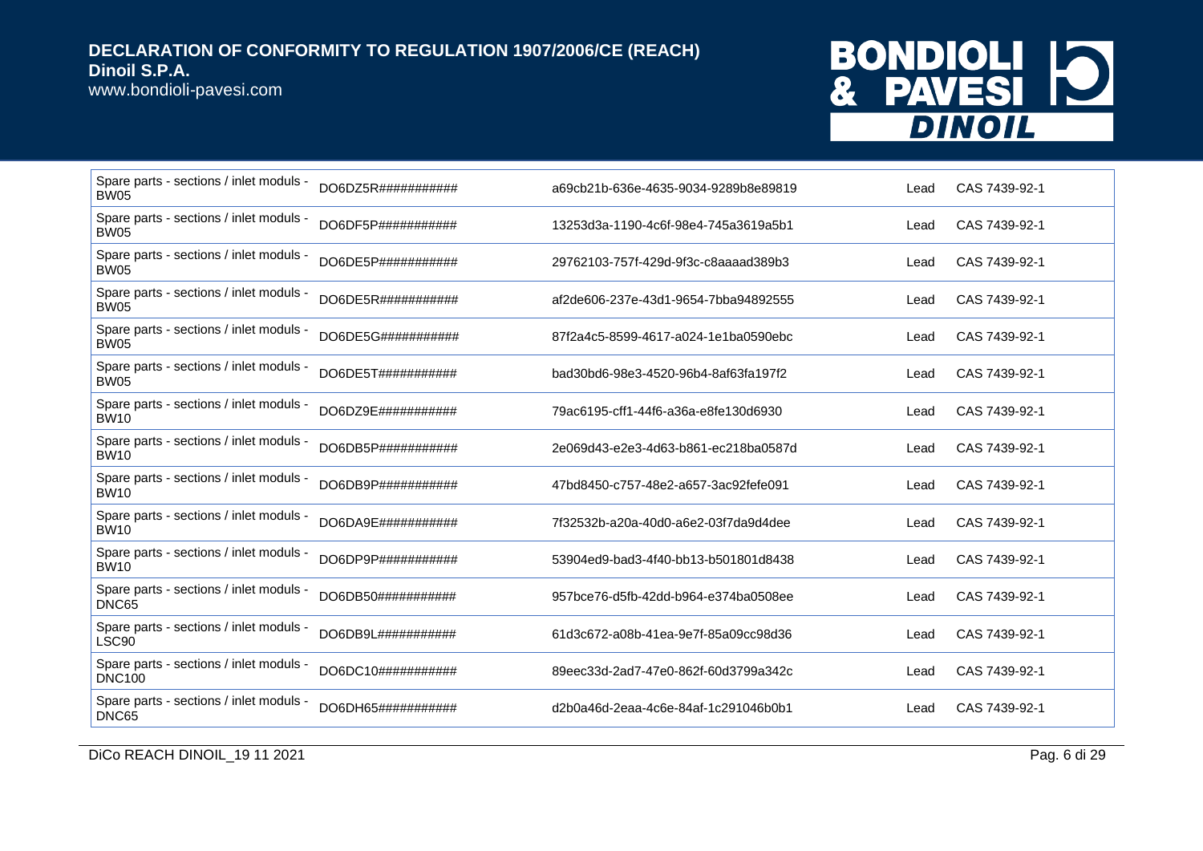| | | | | |
|---|---|---|---|---|
| Spare parts - sections / inlet moduls - BW05 | DO6DZ5R########### | a69cb21b-636e-4635-9034-9289b8e89819 | Lead | CAS 7439-92-1 |
| Spare parts - sections / inlet moduls - BW05 | DO6DF5P########### | 13253d3a-1190-4c6f-98e4-745a3619a5b1 | Lead | CAS 7439-92-1 |
| Spare parts - sections / inlet moduls - BW05 | DO6DE5P########### | 29762103-757f-429d-9f3c-c8aaaad389b3 | Lead | CAS 7439-92-1 |
| Spare parts - sections / inlet moduls - BW05 | DO6DE5R########### | af2de606-237e-43d1-9654-7bba94892555 | Lead | CAS 7439-92-1 |
| Spare parts - sections / inlet moduls - BW05 | DO6DE5G########### | 87f2a4c5-8599-4617-a024-1e1ba0590ebc | Lead | CAS 7439-92-1 |
| Spare parts - sections / inlet moduls - BW05 | DO6DE5T########### | bad30bd6-98e3-4520-96b4-8af63fa197f2 | Lead | CAS 7439-92-1 |
| Spare parts - sections / inlet moduls - BW10 | DO6DZ9E########### | 79ac6195-cff1-44f6-a36a-e8fe130d6930 | Lead | CAS 7439-92-1 |
| Spare parts - sections / inlet moduls - BW10 | DO6DB5P########### | 2e069d43-e2e3-4d63-b861-ec218ba0587d | Lead | CAS 7439-92-1 |
| Spare parts - sections / inlet moduls - BW10 | DO6DB9P########### | 47bd8450-c757-48e2-a657-3ac92fefe091 | Lead | CAS 7439-92-1 |
| Spare parts - sections / inlet moduls - BW10 | DO6DA9E########### | 7f32532b-a20a-40d0-a6e2-03f7da9d4dee | Lead | CAS 7439-92-1 |
| Spare parts - sections / inlet moduls - BW10 | DO6DP9P########### | 53904ed9-bad3-4f40-bb13-b501801d8438 | Lead | CAS 7439-92-1 |
| Spare parts - sections / inlet moduls - DNC65 | DO6DB50########### | 957bce76-d5fb-42dd-b964-e374ba0508ee | Lead | CAS 7439-92-1 |
| Spare parts - sections / inlet moduls - LSC90 | DO6DB9L########### | 61d3c672-a08b-41ea-9e7f-85a09cc98d36 | Lead | CAS 7439-92-1 |
| Spare parts - sections / inlet moduls - DNC100 | DO6DC10########### | 89eec33d-2ad7-47e0-862f-60d3799a342c | Lead | CAS 7439-92-1 |
| Spare parts - sections / inlet moduls - DNC65 | DO6DH65########### | d2b0a46d-2eaa-4c6e-84af-1c291046b0b1 | Lead | CAS 7439-92-1 |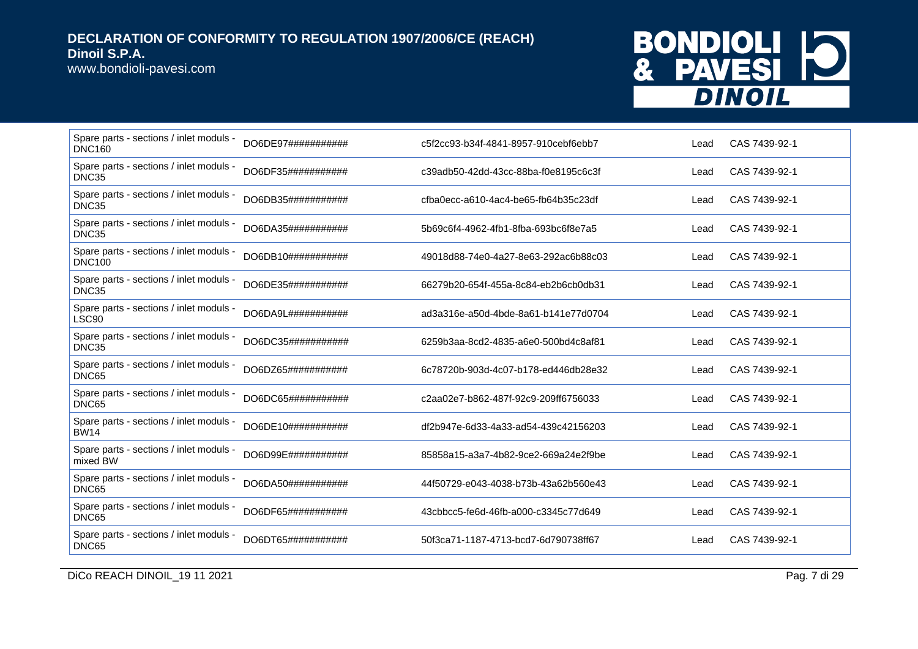| | | | | |
|---|---|---|---|---|
| Spare parts - sections / inlet moduls - DNC160 | DO6DE97########### | c5f2cc93-b34f-4841-8957-910cebf6ebb7 | Lead | CAS 7439-92-1 |
| Spare parts - sections / inlet moduls - DNC35 | DO6DF35########### | c39adb50-42dd-43cc-88ba-f0e8195c6c3f | Lead | CAS 7439-92-1 |
| Spare parts - sections / inlet moduls - DNC35 | DO6DB35########### | cfba0ecc-a610-4ac4-be65-fb64b35c23df | Lead | CAS 7439-92-1 |
| Spare parts - sections / inlet moduls - DNC35 | DO6DA35########### | 5b69c6f4-4962-4fb1-8fba-693bc6f8e7a5 | Lead | CAS 7439-92-1 |
| Spare parts - sections / inlet moduls - DNC100 | DO6DB10########### | 49018d88-74e0-4a27-8e63-292ac6b88c03 | Lead | CAS 7439-92-1 |
| Spare parts - sections / inlet moduls - DNC35 | DO6DE35########### | 66279b20-654f-455a-8c84-eb2b6cb0db31 | Lead | CAS 7439-92-1 |
| Spare parts - sections / inlet moduls - LSC90 | DO6DA9L########### | ad3a316e-a50d-4bde-8a61-b141e77d0704 | Lead | CAS 7439-92-1 |
| Spare parts - sections / inlet moduls - DNC35 | DO6DC35########### | 6259b3aa-8cd2-4835-a6e0-500bd4c8af81 | Lead | CAS 7439-92-1 |
| Spare parts - sections / inlet moduls - DNC65 | DO6DZ65########### | 6c78720b-903d-4c07-b178-ed446db28e32 | Lead | CAS 7439-92-1 |
| Spare parts - sections / inlet moduls - DNC65 | DO6DC65########### | c2aa02e7-b862-487f-92c9-209ff6756033 | Lead | CAS 7439-92-1 |
| Spare parts - sections / inlet moduls - BW14 | DO6DE10########### | df2b947e-6d33-4a33-ad54-439c42156203 | Lead | CAS 7439-92-1 |
| Spare parts - sections / inlet moduls - mixed BW | DO6D99E########### | 85858a15-a3a7-4b82-9ce2-669a24e2f9be | Lead | CAS 7439-92-1 |
| Spare parts - sections / inlet moduls - DNC65 | DO6DA50########### | 44f50729-e043-4038-b73b-43a62b560e43 | Lead | CAS 7439-92-1 |
| Spare parts - sections / inlet moduls - DNC65 | DO6DF65########### | 43cbbcc5-fe6d-46fb-a000-c3345c77d649 | Lead | CAS 7439-92-1 |
| Spare parts - sections / inlet moduls - DNC65 | DO6DT65########### | 50f3ca71-1187-4713-bcd7-6d790738ff67 | Lead | CAS 7439-92-1 |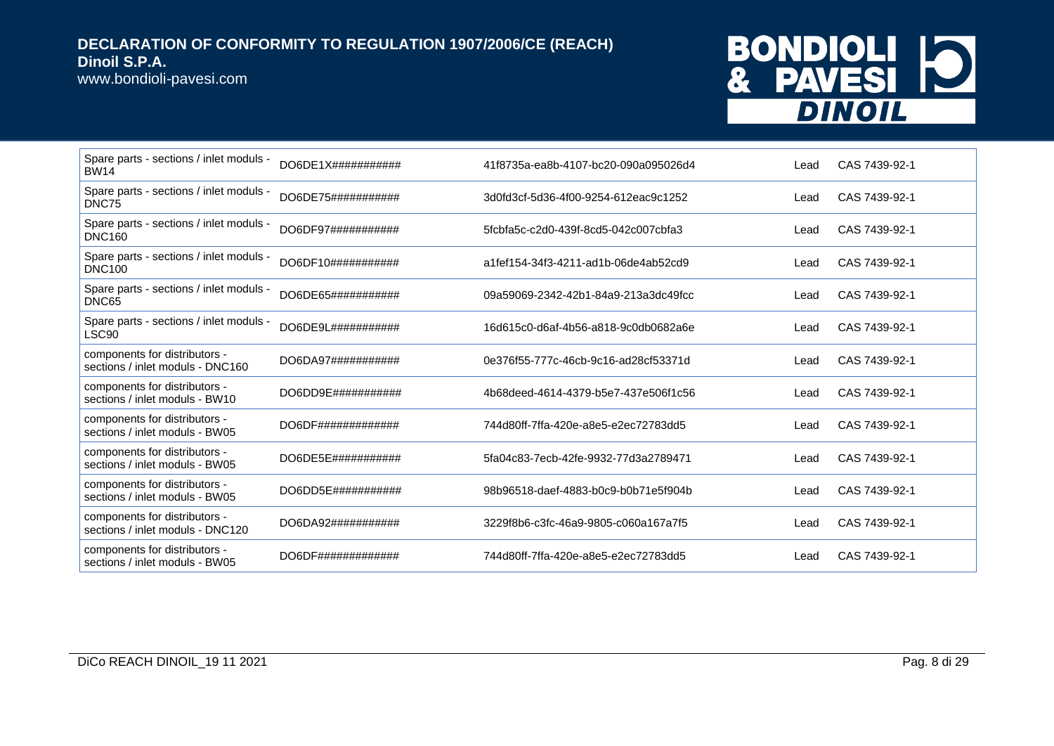| | | | | |
|---|---|---|---|---|
| Spare parts - sections / inlet moduls - BW14 | DO6DE1X########### | 41f8735a-ea8b-4107-bc20-090a095026d4 | Lead | CAS 7439-92-1 |
| Spare parts - sections / inlet moduls - DNC75 | DO6DE75########### | 3d0fd3cf-5d36-4f00-9254-612eac9c1252 | Lead | CAS 7439-92-1 |
| Spare parts - sections / inlet moduls - DNC160 | DO6DF97########### | 5fcbfa5c-c2d0-439f-8cd5-042c007cbfa3 | Lead | CAS 7439-92-1 |
| Spare parts - sections / inlet moduls - DNC100 | DO6DF10########### | a1fef154-34f3-4211-ad1b-06de4ab52cd9 | Lead | CAS 7439-92-1 |
| Spare parts - sections / inlet moduls - DNC65 | DO6DE65########### | 09a59069-2342-42b1-84a9-213a3dc49fcc | Lead | CAS 7439-92-1 |
| Spare parts - sections / inlet moduls - LSC90 | DO6DE9L########### | 16d615c0-d6af-4b56-a818-9c0db0682a6e | Lead | CAS 7439-92-1 |
| components for distributors - sections / inlet moduls - DNC160 | DO6DA97########### | 0e376f55-777c-46cb-9c16-ad28cf53371d | Lead | CAS 7439-92-1 |
| components for distributors - sections / inlet moduls - BW10 | DO6DD9E########### | 4b68deed-4614-4379-b5e7-437e506f1c56 | Lead | CAS 7439-92-1 |
| components for distributors - sections / inlet moduls - BW05 | DO6DF############# | 744d80ff-7ffa-420e-a8e5-e2ec72783dd5 | Lead | CAS 7439-92-1 |
| components for distributors - sections / inlet moduls - BW05 | DO6DE5E########### | 5fa04c83-7ecb-42fe-9932-77d3a2789471 | Lead | CAS 7439-92-1 |
| components for distributors - sections / inlet moduls - BW05 | DO6DD5E########### | 98b96518-daef-4883-b0c9-b0b71e5f904b | Lead | CAS 7439-92-1 |
| components for distributors - sections / inlet moduls - DNC120 | DO6DA92########### | 3229f8b6-c3fc-46a9-9805-c060a167a7f5 | Lead | CAS 7439-92-1 |
| components for distributors - sections / inlet moduls - BW05 | DO6DF############# | 744d80ff-7ffa-420e-a8e5-e2ec72783dd5 | Lead | CAS 7439-92-1 |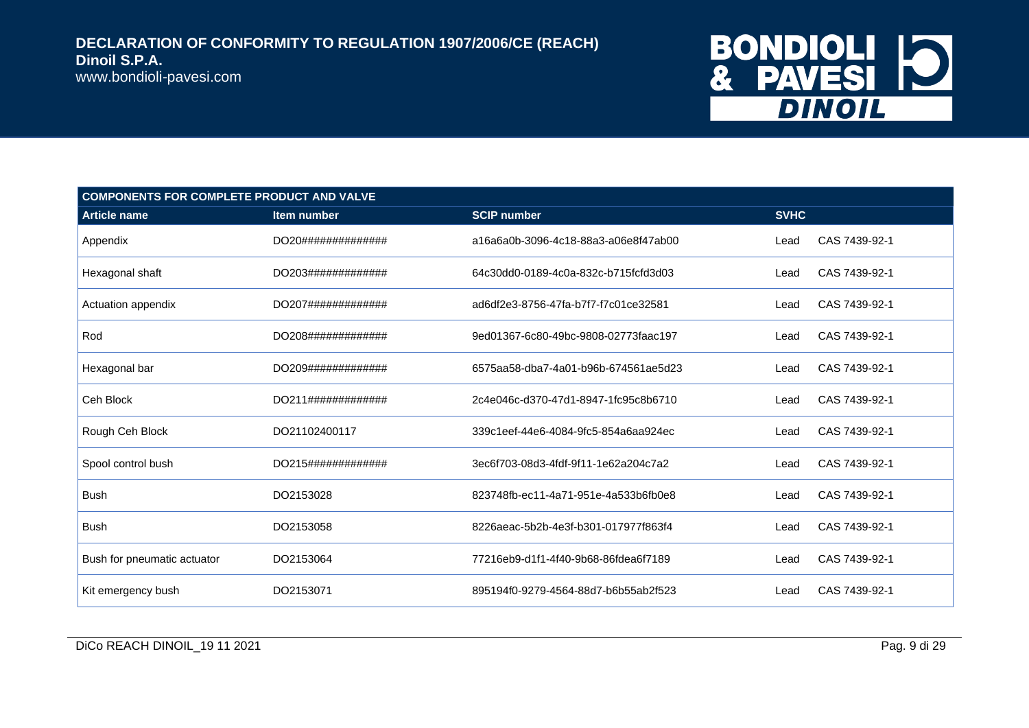| COMPONENTS FOR COMPLETE PRODUCT AND VALVE | | | |
|---|---|---|---|
| **Article name** | **Item number** | **SCIP number** | **SVHC** |
| Appendix | DO20############## | a16a6a0b-3096-4c18-88a3-a06e8f47ab00 | Lead CAS 7439-92-1 |
| Hexagonal shaft | DO203############# | 64c30dd0-0189-4c0a-832c-b715fcfd3d03 | Lead CAS 7439-92-1 |
| Actuation appendix | DO207############# | ad6df2e3-8756-47fa-b7f7-f7c01ce32581 | Lead CAS 7439-92-1 |
| Rod | DO208############# | 9ed01367-6c80-49bc-9808-02773faac197 | Lead CAS 7439-92-1 |
| Hexagonal bar | DO209############# | 6575aa58-dba7-4a01-b96b-674561ae5d23 | Lead CAS 7439-92-1 |
| Ceh Block | DO211############# | 2c4e046c-d370-47d1-8947-1fc95c8b6710 | Lead CAS 7439-92-1 |
| Rough Ceh Block | DO21102400117 | 339c1eef-44e6-4084-9fc5-854a6aa924ec | Lead CAS 7439-92-1 |
| Spool control bush | DO215############# | 3ec6f703-08d3-4fdf-9f11-1e62a204c7a2 | Lead CAS 7439-92-1 |
| Bush | DO2153028 | 823748fb-ec11-4a71-951e-4a533b6fb0e8 | Lead CAS 7439-92-1 |
| Bush | DO2153058 | 8226aeac-5b2b-4e3f-b301-017977f863f4 | Lead CAS 7439-92-1 |
| Bush for pneumatic actuator | DO2153064 | 77216eb9-d1f1-4f40-9b68-86fdea6f7189 | Lead CAS 7439-92-1 |
| Kit emergency bush | DO2153071 | 895194f0-9279-4564-88d7-b6b55ab2f523 | Lead CAS 7439-92-1 |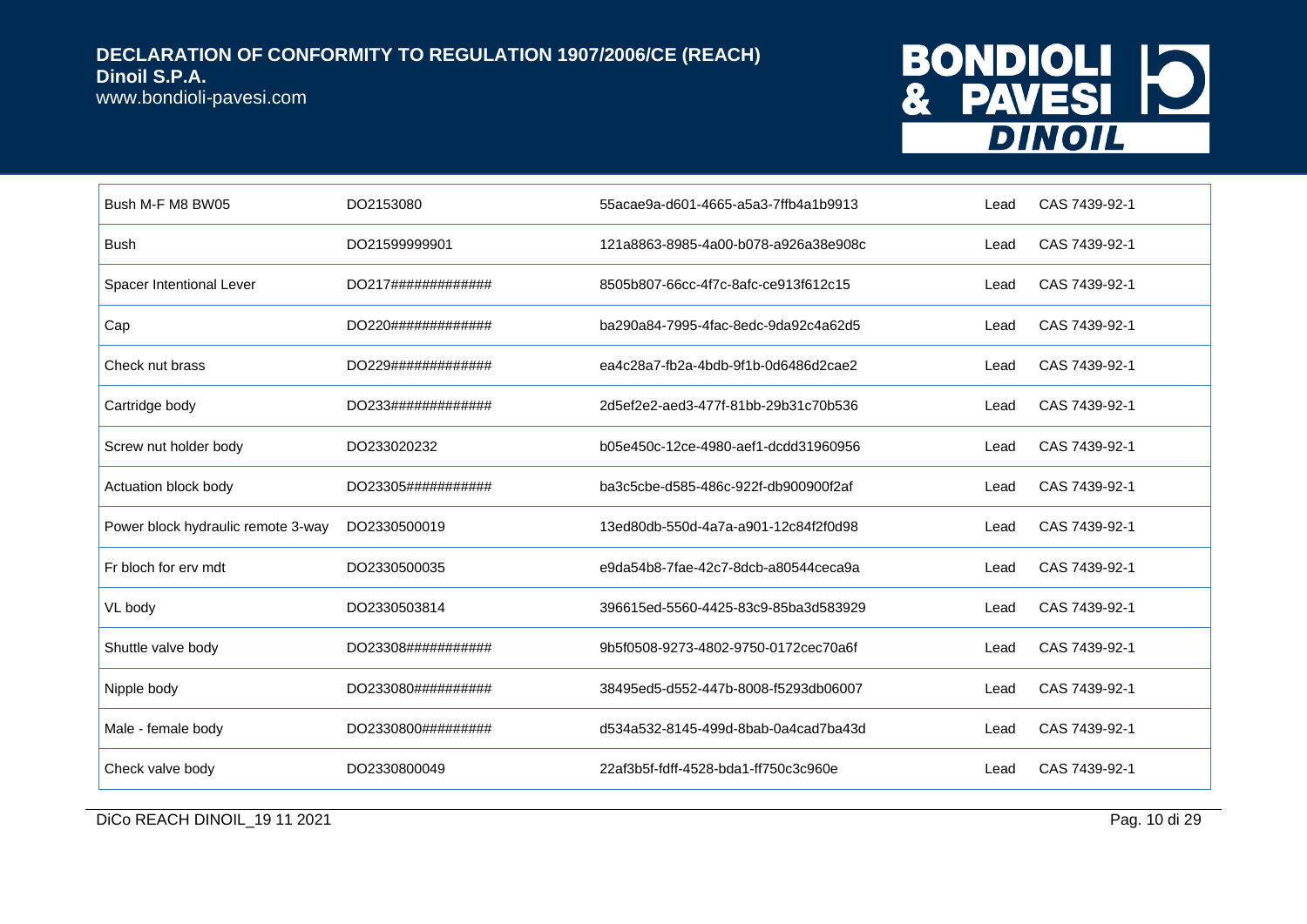| Bush M-F M8 BW05 | DO2153080 | 55acae9a-d601-4665-a5a3-7ffb4a1b9913 | Lead | CAS 7439-92-1 |
|---|---|---|---|---|
| Bush | DO21599999901 | 121a8863-8985-4a00-b078-a926a38e908c | Lead | CAS 7439-92-1 |
| Spacer Intentional Lever | DO217############# | 8505b807-66cc-4f7c-8afc-ce913f612c15 | Lead | CAS 7439-92-1 |
| Cap | DO220############# | ba290a84-7995-4fac-8edc-9da92c4a62d5 | Lead | CAS 7439-92-1 |
| Check nut brass | DO229############# | ea4c28a7-fb2a-4bdb-9f1b-0d6486d2cae2 | Lead | CAS 7439-92-1 |
| Cartridge body | DO233############# | 2d5ef2e2-aed3-477f-81bb-29b31c70b536 | Lead | CAS 7439-92-1 |
| Screw nut holder body | DO233020232 | b05e450c-12ce-4980-aef1-dcdd31960956 | Lead | CAS 7439-92-1 |
| Actuation block body | DO23305########### | ba3c5cbe-d585-486c-922f-db900900f2af | Lead | CAS 7439-92-1 |
| Power block hydraulic remote 3-way | DO2330500019 | 13ed80db-550d-4a7a-a901-12c84f2f0d98 | Lead | CAS 7439-92-1 |
| Fr bloch for erv mdt | DO2330500035 | e9da54b8-7fae-42c7-8dcb-a80544ceca9a | Lead | CAS 7439-92-1 |
| VL body | DO2330503814 | 396615ed-5560-4425-83c9-85ba3d583929 | Lead | CAS 7439-92-1 |
| Shuttle valve body | DO23308########### | 9b5f0508-9273-4802-9750-0172cec70a6f | Lead | CAS 7439-92-1 |
| Nipple body | DO233080########## | 38495ed5-d552-447b-8008-f5293db06007 | Lead | CAS 7439-92-1 |
| Male - female body | DO2330800######### | d534a532-8145-499d-8bab-0a4cad7ba43d | Lead | CAS 7439-92-1 |
| Check valve body | DO2330800049 | 22af3b5f-fdff-4528-bda1-ff750c3c960e | Lead | CAS 7439-92-1 |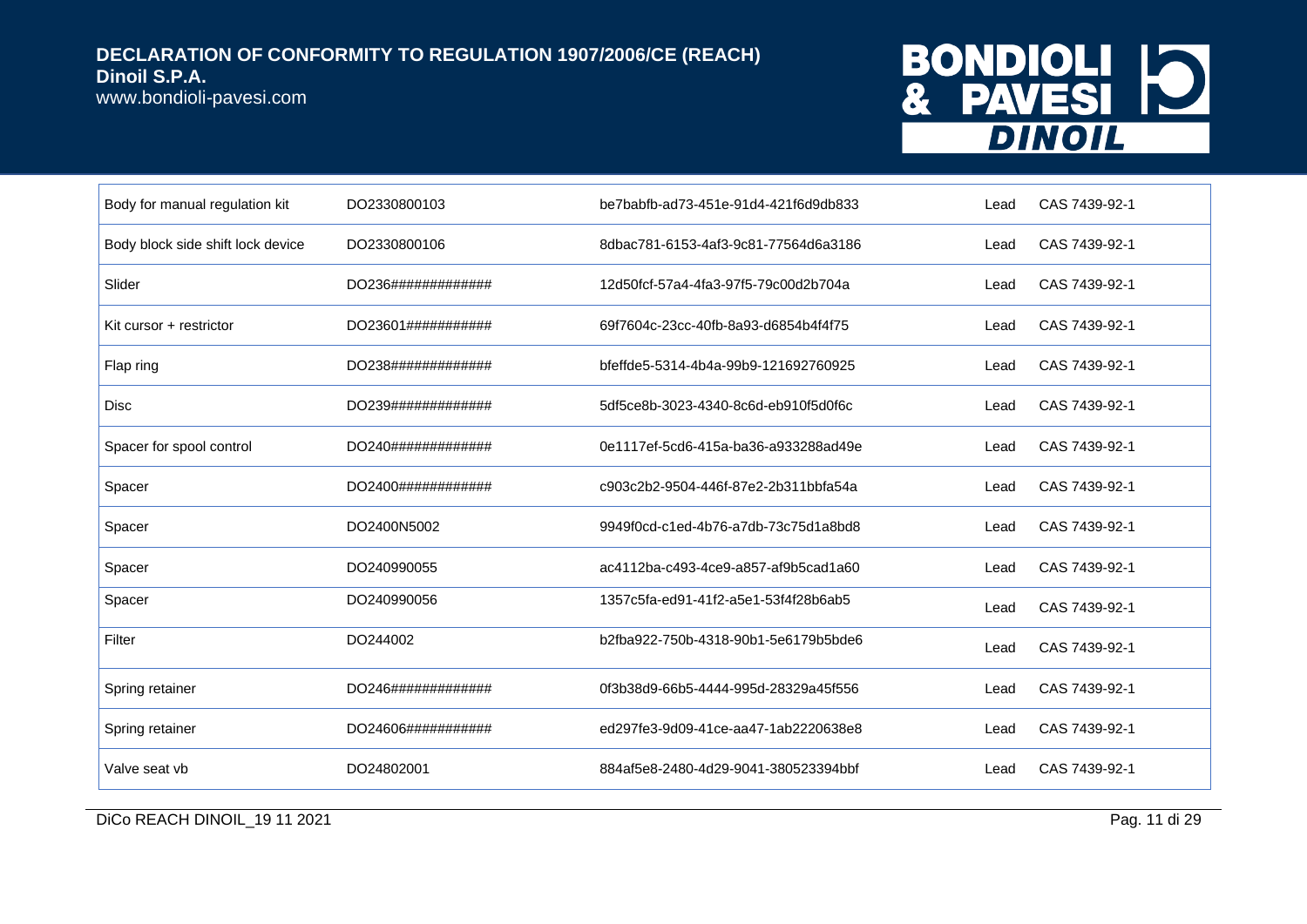| Body for manual regulation kit | DO2330800103 | be7babfb-ad73-451e-91d4-421f6d9db833 | Lead | CAS 7439-92-1 |
|---|---|---|---|---|
| Body block side shift lock device | DO2330800106 | 8dbac781-6153-4af3-9c81-77564d6a3186 | Lead | CAS 7439-92-1 |
| Slider | DO236############## | 12d50fcf-57a4-4fa3-97f5-79c00d2b704a | Lead | CAS 7439-92-1 |
| Kit cursor + restrictor | DO23601############ | 69f7604c-23cc-40fb-8a93-d6854b4f4f75 | Lead | CAS 7439-92-1 |
| Flap ring | DO238############## | bfeffde5-5314-4b4a-99b9-121692760925 | Lead | CAS 7439-92-1 |
| Disc | DO239############## | 5df5ce8b-3023-4340-8c6d-eb910f5d0f6c | Lead | CAS 7439-92-1 |
| Spacer for spool control | DO240############## | 0e1117ef-5cd6-415a-ba36-a933288ad49e | Lead | CAS 7439-92-1 |
| Spacer | DO2400############# | c903c2b2-9504-446f-87e2-2b311bbfa54a | Lead | CAS 7439-92-1 |
| Spacer | DO2400N5002 | 9949f0cd-c1ed-4b76-a7db-73c75d1a8bd8 | Lead | CAS 7439-92-1 |
| Spacer | DO240990055 | ac4112ba-c493-4ce9-a857-af9b5cad1a60 | Lead | CAS 7439-92-1 |
| Spacer | DO240990056 | 1357c5fa-ed91-41f2-a5e1-53f4f28b6ab5 | Lead | CAS 7439-92-1 |
| Filter | DO244002 | b2fba922-750b-4318-90b1-5e6179b5bde6 | Lead | CAS 7439-92-1 |
| Spring retainer | DO246############## | 0f3b38d9-66b5-4444-995d-28329a45f556 | Lead | CAS 7439-92-1 |
| Spring retainer | DO24606############ | ed297fe3-9d09-41ce-aa47-1ab2220638e8 | Lead | CAS 7439-92-1 |
| Valve seat vb | DO24802001 | 884af5e8-2480-4d29-9041-380523394bbf | Lead | CAS 7439-92-1 |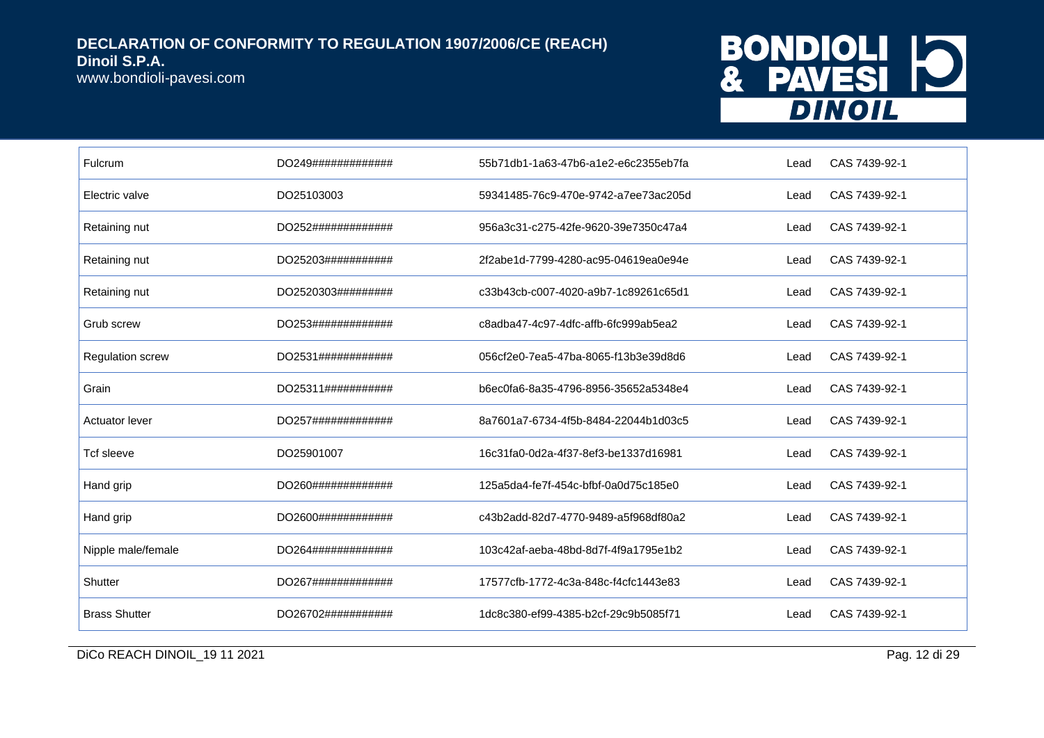| | | | | |
|---|---|---|---|---|
| Fulcrum | DO249############# | 55b71db1-1a63-47b6-a1e2-e6c2355eb7fa | Lead | CAS 7439-92-1 |
| Electric valve | DO25103003 | 59341485-76c9-470e-9742-a7ee73ac205d | Lead | CAS 7439-92-1 |
| Retaining nut | DO252############# | 956a3c31-c275-42fe-9620-39e7350c47a4 | Lead | CAS 7439-92-1 |
| Retaining nut | DO25203########### | 2f2abe1d-7799-4280-ac95-04619ea0e94e | Lead | CAS 7439-92-1 |
| Retaining nut | DO2520303######### | c33b43cb-c007-4020-a9b7-1c89261c65d1 | Lead | CAS 7439-92-1 |
| Grub screw | DO253############# | c8adba47-4c97-4dfc-affb-6fc999ab5ea2 | Lead | CAS 7439-92-1 |
| Regulation screw | DO2531############ | 056cf2e0-7ea5-47ba-8065-f13b3e39d8d6 | Lead | CAS 7439-92-1 |
| Grain | DO25311########### | b6ec0fa6-8a35-4796-8956-35652a5348e4 | Lead | CAS 7439-92-1 |
| Actuator lever | DO257############# | 8a7601a7-6734-4f5b-8484-22044b1d03c5 | Lead | CAS 7439-92-1 |
| Tcf sleeve | DO25901007 | 16c31fa0-0d2a-4f37-8ef3-be1337d16981 | Lead | CAS 7439-92-1 |
| Hand grip | DO260############# | 125a5da4-fe7f-454c-bfbf-0a0d75c185e0 | Lead | CAS 7439-92-1 |
| Hand grip | DO2600############ | c43b2add-82d7-4770-9489-a5f968df80a2 | Lead | CAS 7439-92-1 |
| Nipple male/female | DO264############# | 103c42af-aeba-48bd-8d7f-4f9a1795e1b2 | Lead | CAS 7439-92-1 |
| Shutter | DO267############# | 17577cfb-1772-4c3a-848c-f4cfc1443e83 | Lead | CAS 7439-92-1 |
| Brass Shutter | DO26702########### | 1dc8c380-ef99-4385-b2cf-29c9b5085f71 | Lead | CAS 7439-92-1 |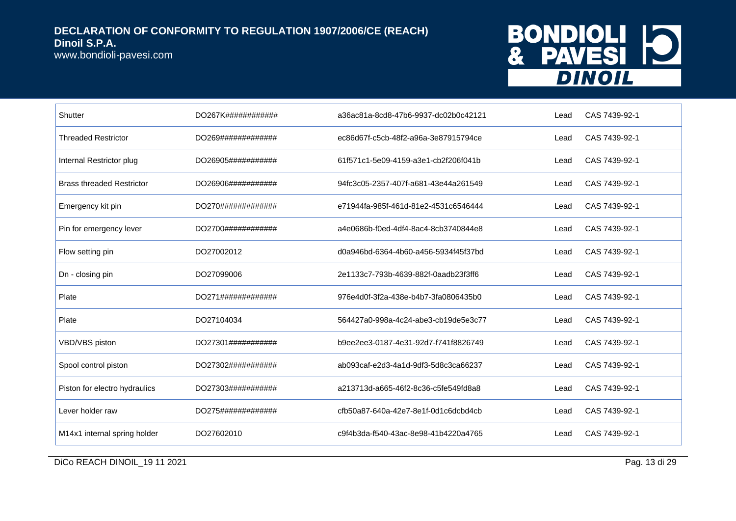| Shutter | DO267K############ | a36ac81a-8cd8-47b6-9937-dc02b0c42121 | Lead | CAS 7439-92-1 |
|---|---|---|---|---|
| Threaded Restrictor | DO269############# | ec86d67f-c5cb-48f2-a96a-3e87915794ce | Lead | CAS 7439-92-1 |
| Internal Restrictor plug | DO26905########### | 61f571c1-5e09-4159-a3e1-cb2f206f041b | Lead | CAS 7439-92-1 |
| Brass threaded Restrictor | DO26906########### | 94fc3c05-2357-407f-a681-43e44a261549 | Lead | CAS 7439-92-1 |
| Emergency kit pin | DO270############# | e71944fa-985f-461d-81e2-4531c6546444 | Lead | CAS 7439-92-1 |
| Pin for emergency lever | DO2700############ | a4e0686b-f0ed-4df4-8ac4-8cb3740844e8 | Lead | CAS 7439-92-1 |
| Flow setting pin | DO27002012 | d0a946bd-6364-4b60-a456-5934f45f37bd | Lead | CAS 7439-92-1 |
| Dn - closing pin | DO27099006 | 2e1133c7-793b-4639-882f-0aadb23f3ff6 | Lead | CAS 7439-92-1 |
| Plate | DO271############# | 976e4d0f-3f2a-438e-b4b7-3fa0806435b0 | Lead | CAS 7439-92-1 |
| Plate | DO27104034 | 564427a0-998a-4c24-abe3-cb19de5e3c77 | Lead | CAS 7439-92-1 |
| VBD/VBS piston | DO27301########### | b9ee2ee3-0187-4e31-92d7-f741f8826749 | Lead | CAS 7439-92-1 |
| Spool control piston | DO27302########### | ab093caf-e2d3-4a1d-9df3-5d8c3ca66237 | Lead | CAS 7439-92-1 |
| Piston for electro hydraulics | DO27303########### | a213713d-a665-46f2-8c36-c5fe549fd8a8 | Lead | CAS 7439-92-1 |
| Lever holder raw | DO275############# | cfb50a87-640a-42e7-8e1f-0d1c6dcbd4cb | Lead | CAS 7439-92-1 |
| M14x1 internal spring holder | DO27602010 | c9f4b3da-f540-43ac-8e98-41b4220a4765 | Lead | CAS 7439-92-1 |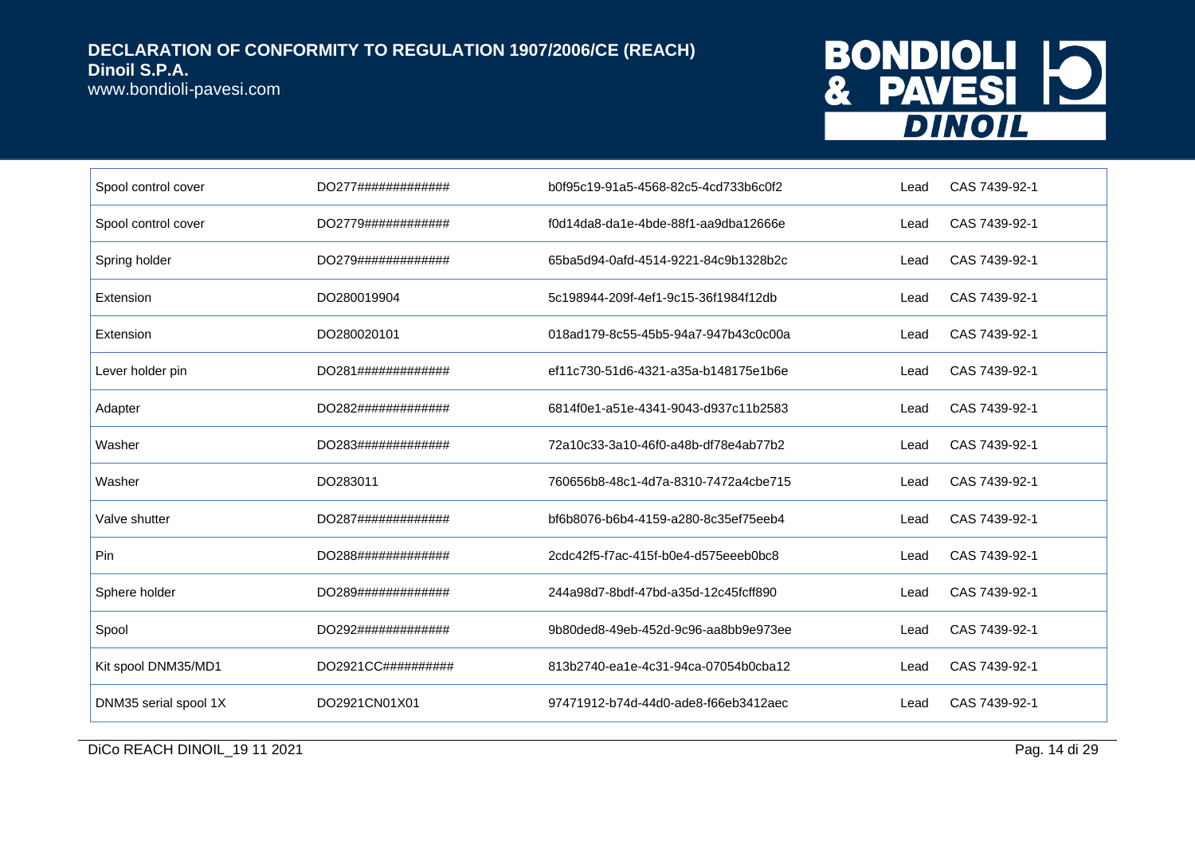| | | | | |
|---|---|---|---|---|
| Spool control cover | DO277############# | b0f95c19-91a5-4568-82c5-4cd733b6c0f2 | Lead | CAS 7439-92-1 |
| Spool control cover | DO2779############ | f0d14da8-da1e-4bde-88f1-aa9dba12666e | Lead | CAS 7439-92-1 |
| Spring holder | DO279############# | 65ba5d94-0afd-4514-9221-84c9b1328b2c | Lead | CAS 7439-92-1 |
| Extension | DO280019904 | 5c198944-209f-4ef1-9c15-36f1984f12db | Lead | CAS 7439-92-1 |
| Extension | DO280020101 | 018ad179-8c55-45b5-94a7-947b43c0c00a | Lead | CAS 7439-92-1 |
| Lever holder pin | DO281############# | ef11c730-51d6-4321-a35a-b148175e1b6e | Lead | CAS 7439-92-1 |
| Adapter | DO282############# | 6814f0e1-a51e-4341-9043-d937c11b2583 | Lead | CAS 7439-92-1 |
| Washer | DO283############# | 72a10c33-3a10-46f0-a48b-df78e4ab77b2 | Lead | CAS 7439-92-1 |
| Washer | DO283011 | 760656b8-48c1-4d7a-8310-7472a4cbe715 | Lead | CAS 7439-92-1 |
| Valve shutter | DO287############# | bf6b8076-b6b4-4159-a280-8c35ef75eeb4 | Lead | CAS 7439-92-1 |
| Pin | DO288############# | 2cdc42f5-f7ac-415f-b0e4-d575eeeb0bc8 | Lead | CAS 7439-92-1 |
| Sphere holder | DO289############# | 244a98d7-8bdf-47bd-a35d-12c45fcff890 | Lead | CAS 7439-92-1 |
| Spool | DO292############# | 9b80ded8-49eb-452d-9c96-aa8bb9e973ee | Lead | CAS 7439-92-1 |
| Kit spool DNM35/MD1 | DO2921CC########## | 813b2740-ea1e-4c31-94ca-07054b0cba12 | Lead | CAS 7439-92-1 |
| DNM35 serial spool 1X | DO2921CN01X01 | 97471912-b74d-44d0-ade8-f66eb3412aec | Lead | CAS 7439-92-1 |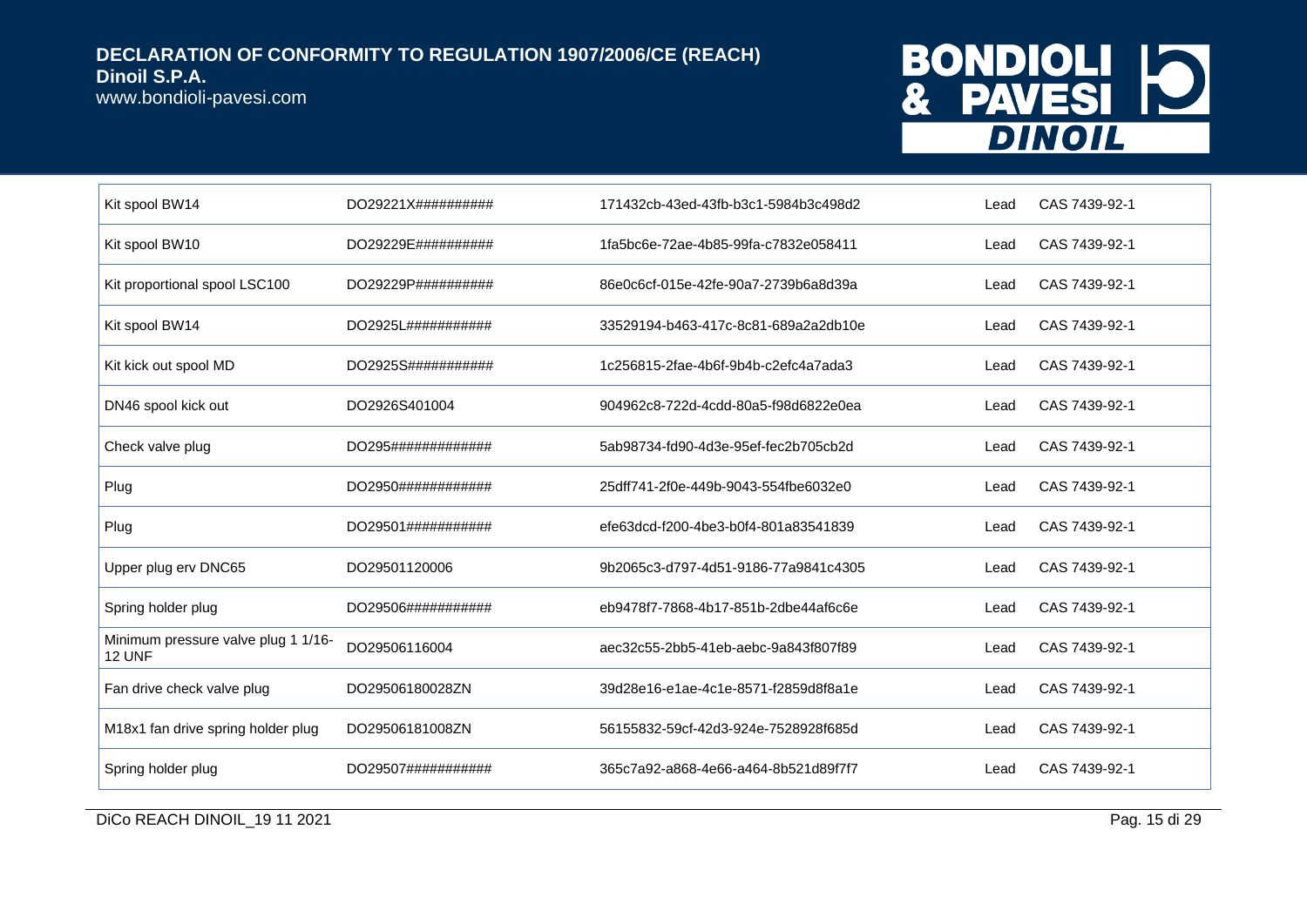| Kit spool BW14 | DO29221X########## | 171432cb-43ed-43fb-b3c1-5984b3c498d2 | Lead | CAS 7439-92-1 |
|---|---|---|---|---|
| Kit spool BW10 | DO29229E########## | 1fa5bc6e-72ae-4b85-99fa-c7832e058411 | Lead | CAS 7439-92-1 |
| Kit proportional spool LSC100 | DO29229P########## | 86e0c6cf-015e-42fe-90a7-2739b6a8d39a | Lead | CAS 7439-92-1 |
| Kit spool BW14 | DO2925L########### | 33529194-b463-417c-8c81-689a2a2db10e | Lead | CAS 7439-92-1 |
| Kit kick out spool MD | DO2925S########### | 1c256815-2fae-4b6f-9b4b-c2efc4a7ada3 | Lead | CAS 7439-92-1 |
| DN46 spool kick out | DO2926S401004 | 904962c8-722d-4cdd-80a5-f98d6822e0ea | Lead | CAS 7439-92-1 |
| Check valve plug | DO295############# | 5ab98734-fd90-4d3e-95ef-fec2b705cb2d | Lead | CAS 7439-92-1 |
| Plug | DO2950############ | 25dff741-2f0e-449b-9043-554fbe6032e0 | Lead | CAS 7439-92-1 |
| Plug | DO29501########### | efe63dcd-f200-4be3-b0f4-801a83541839 | Lead | CAS 7439-92-1 |
| Upper plug erv DNC65 | DO29501120006 | 9b2065c3-d797-4d51-9186-77a9841c4305 | Lead | CAS 7439-92-1 |
| Spring holder plug | DO29506########### | eb9478f7-7868-4b17-851b-2dbe44af6c6e | Lead | CAS 7439-92-1 |
| Minimum pressure valve plug 1 1/16-12 UNF | DO29506116004 | aec32c55-2bb5-41eb-aebc-9a843f807f89 | Lead | CAS 7439-92-1 |
| Fan drive check valve plug | DO29506180028ZN | 39d28e16-e1ae-4c1e-8571-f2859d8f8a1e | Lead | CAS 7439-92-1 |
| M18x1 fan drive spring holder plug | DO29506181008ZN | 56155832-59cf-42d3-924e-7528928f685d | Lead | CAS 7439-92-1 |
| Spring holder plug | DO29507########### | 365c7a92-a868-4e66-a464-8b521d89f7f7 | Lead | CAS 7439-92-1 |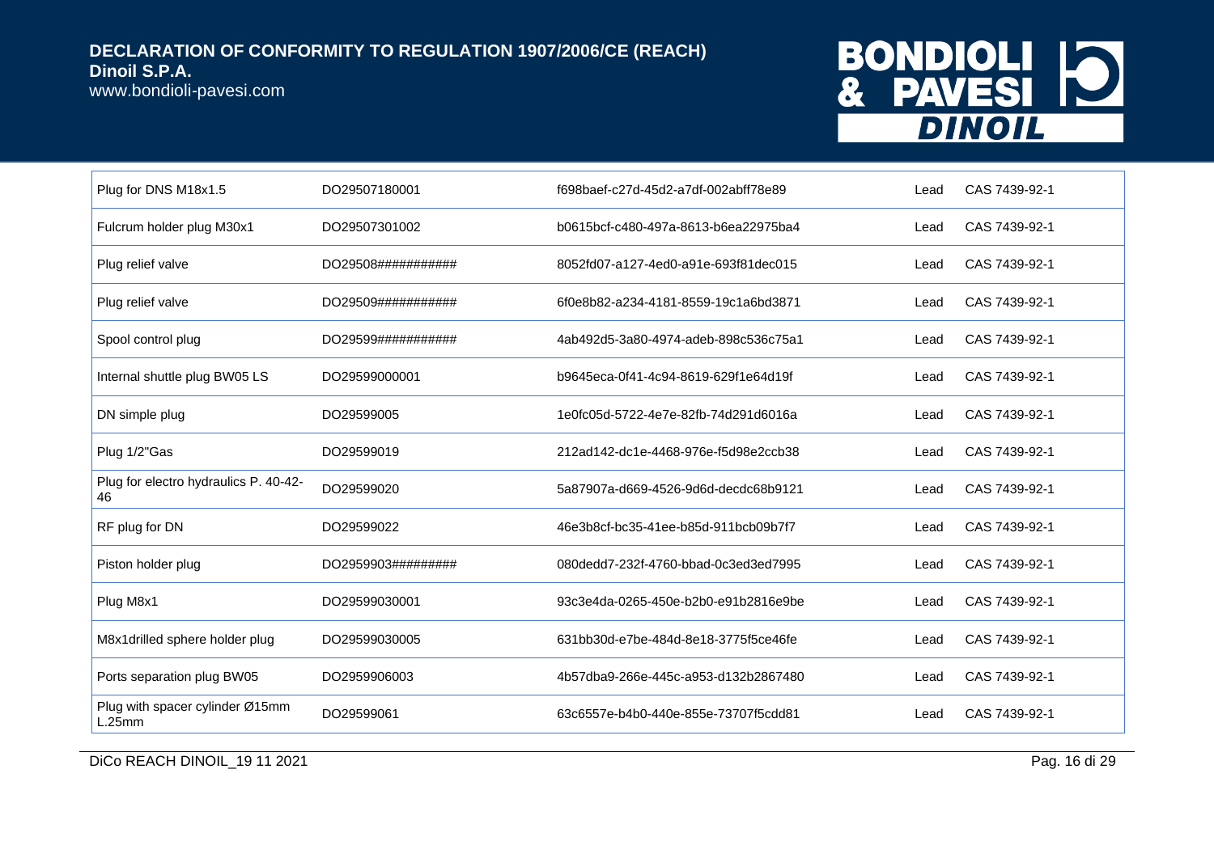| Plug for DNS M18x1.5 | DO29507180001 | f698baef-c27d-45d2-a7df-002abff78e89 | Lead | CAS 7439-92-1 |
|---|---|---|---|---|
| Fulcrum holder plug M30x1 | DO29507301002 | b0615bcf-c480-497a-8613-b6ea22975ba4 | Lead | CAS 7439-92-1 |
| Plug relief valve | DO29508########### | 8052fd07-a127-4ed0-a91e-693f81dec015 | Lead | CAS 7439-92-1 |
| Plug relief valve | DO29509########### | 6f0e8b82-a234-4181-8559-19c1a6bd3871 | Lead | CAS 7439-92-1 |
| Spool control plug | DO29599########### | 4ab492d5-3a80-4974-adeb-898c536c75a1 | Lead | CAS 7439-92-1 |
| Internal shuttle plug BW05 LS | DO29599000001 | b9645eca-0f41-4c94-8619-629f1e64d19f | Lead | CAS 7439-92-1 |
| DN simple plug | DO29599005 | 1e0fc05d-5722-4e7e-82fb-74d291d6016a | Lead | CAS 7439-92-1 |
| Plug 1/2"Gas | DO29599019 | 212ad142-dc1e-4468-976e-f5d98e2ccb38 | Lead | CAS 7439-92-1 |
| Plug for electro hydraulics P. 40-42-46 | DO29599020 | 5a87907a-d669-4526-9d6d-decdc68b9121 | Lead | CAS 7439-92-1 |
| RF plug for DN | DO29599022 | 46e3b8cf-bc35-41ee-b85d-911bcb09b7f7 | Lead | CAS 7439-92-1 |
| Piston holder plug | DO2959903######### | 080dedd7-232f-4760-bbad-0c3ed3ed7995 | Lead | CAS 7439-92-1 |
| Plug M8x1 | DO29599030001 | 93c3e4da-0265-450e-b2b0-e91b2816e9be | Lead | CAS 7439-92-1 |
| M8x1drilled sphere holder plug | DO29599030005 | 631bb30d-e7be-484d-8e18-3775f5ce46fe | Lead | CAS 7439-92-1 |
| Ports separation plug BW05 | DO2959906003 | 4b57dba9-266e-445c-a953-d132b2867480 | Lead | CAS 7439-92-1 |
| Plug with spacer cylinder Ø15mm L.25mm | DO29599061 | 63c6557e-b4b0-440e-855e-73707f5cdd81 | Lead | CAS 7439-92-1 |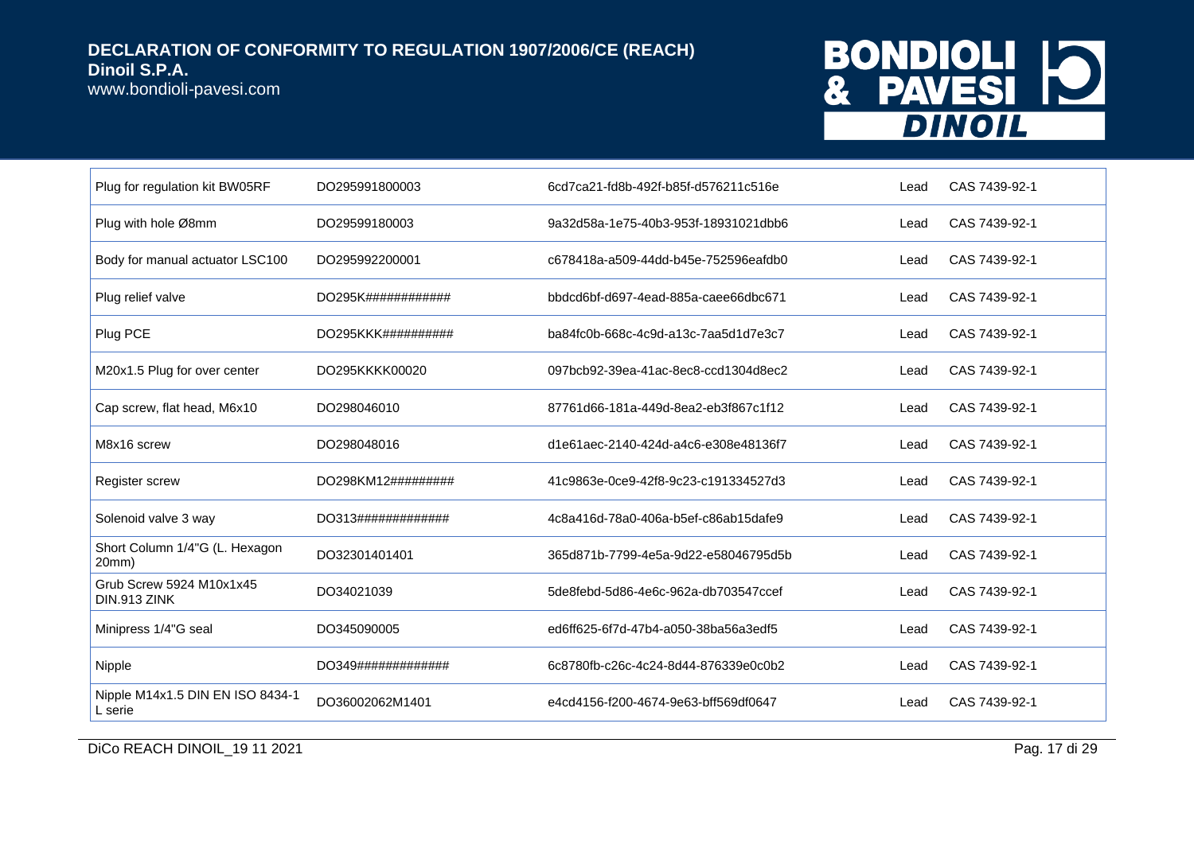| Plug for regulation kit BW05RF | DO295991800003 | 6cd7ca21-fd8b-492f-b85f-d576211c516e | Lead | CAS 7439-92-1 |
|---|---|---|---|---|
| Plug with hole Ø8mm | DO29599180003 | 9a32d58a-1e75-40b3-953f-18931021dbb6 | Lead | CAS 7439-92-1 |
| Body for manual actuator LSC100 | DO295992200001 | c678418a-a509-44dd-b45e-752596eafdb0 | Lead | CAS 7439-92-1 |
| Plug relief valve | DO295K############ | bbdcd6bf-d697-4ead-885a-caee66dbc671 | Lead | CAS 7439-92-1 |
| Plug PCE | DO295KKK########## | ba84fc0b-668c-4c9d-a13c-7aa5d1d7e3c7 | Lead | CAS 7439-92-1 |
| M20x1.5 Plug for over center | DO295KKKK00020 | 097bcb92-39ea-41ac-8ec8-ccd1304d8ec2 | Lead | CAS 7439-92-1 |
| Cap screw, flat head, M6x10 | DO298046010 | 87761d66-181a-449d-8ea2-eb3f867c1f12 | Lead | CAS 7439-92-1 |
| M8x16 screw | DO298048016 | d1e61aec-2140-424d-a4c6-e308e48136f7 | Lead | CAS 7439-92-1 |
| Register screw | DO298KM12######### | 41c9863e-0ce9-42f8-9c23-c191334527d3 | Lead | CAS 7439-92-1 |
| Solenoid valve 3 way | DO313############# | 4c8a416d-78a0-406a-b5ef-c86ab15dafe9 | Lead | CAS 7439-92-1 |
| Short Column 1/4"G (L. Hexagon 20mm) | DO32301401401 | 365d871b-7799-4e5a-9d22-e58046795d5b | Lead | CAS 7439-92-1 |
| Grub Screw 5924 M10x1x45 DIN.913 ZINK | DO34021039 | 5de8febd-5d86-4e6c-962a-db703547ccef | Lead | CAS 7439-92-1 |
| Minipress 1/4"G seal | DO345090005 | ed6ff625-6f7d-47b4-a050-38ba56a3edf5 | Lead | CAS 7439-92-1 |
| Nipple | DO349############# | 6c8780fb-c26c-4c24-8d44-876339e0c0b2 | Lead | CAS 7439-92-1 |
| Nipple M14x1.5 DIN EN ISO 8434-1 L serie | DO36002062M1401 | e4cd4156-f200-4674-9e63-bff569df0647 | Lead | CAS 7439-92-1 |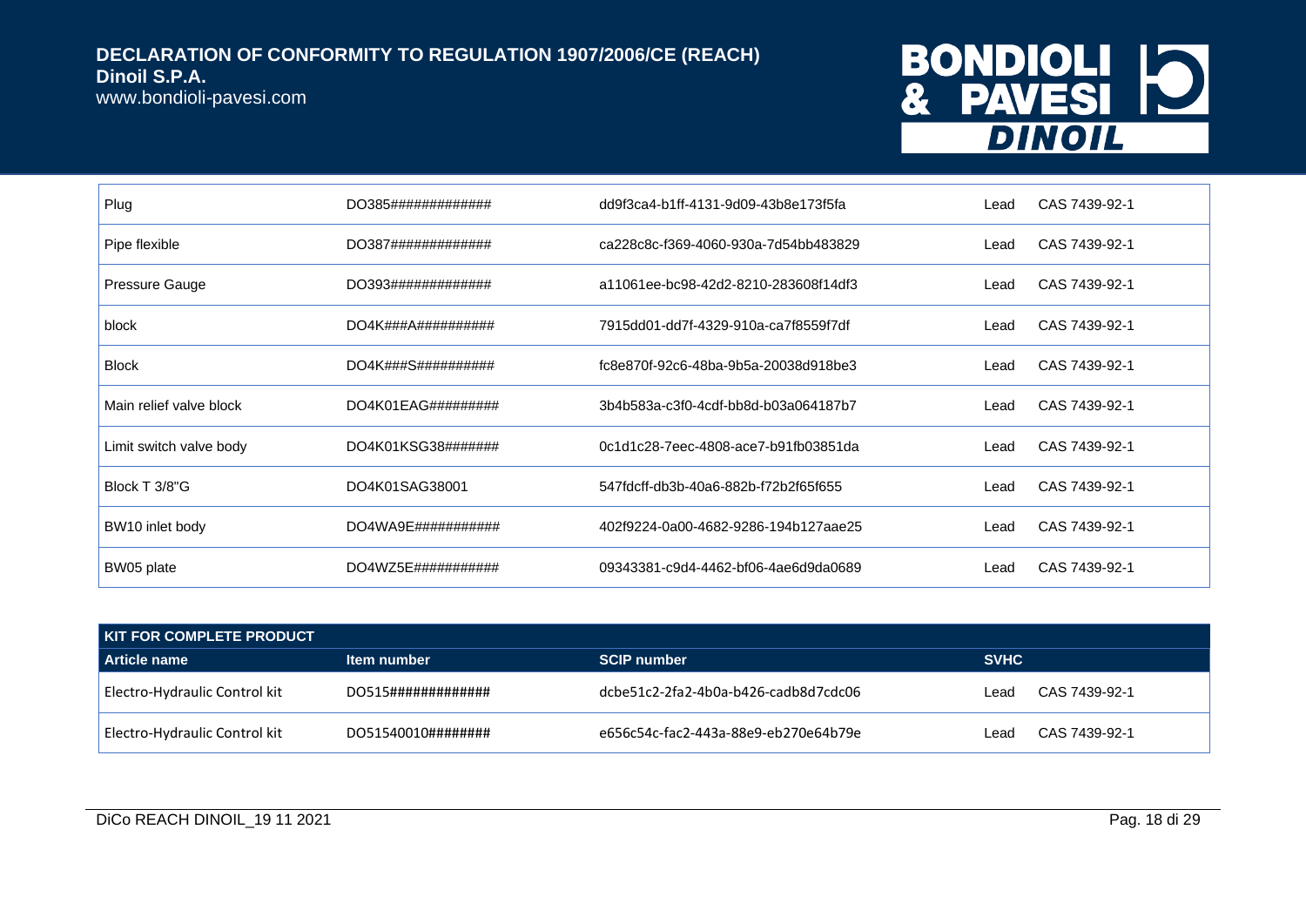| | | | | |
|---|---|---|---|---|
| Plug | DO385############# | dd9f3ca4-b1ff-4131-9d09-43b8e173f5fa | Lead | CAS 7439-92-1 |
| Pipe flexible | DO387############# | ca228c8c-f369-4060-930a-7d54bb483829 | Lead | CAS 7439-92-1 |
| Pressure Gauge | DO393############# | a11061ee-bc98-42d2-8210-283608f14df3 | Lead | CAS 7439-92-1 |
| block | DO4K###A########## | 7915dd01-dd7f-4329-910a-ca7f8559f7df | Lead | CAS 7439-92-1 |
| Block | DO4K###S########## | fc8e870f-92c6-48ba-9b5a-20038d918be3 | Lead | CAS 7439-92-1 |
| Main relief valve block | DO4K01EAG######### | 3b4b583a-c3f0-4cdf-bb8d-b03a064187b7 | Lead | CAS 7439-92-1 |
| Limit switch valve body | DO4K01KSG38####### | 0c1d1c28-7eec-4808-ace7-b91fb03851da | Lead | CAS 7439-92-1 |
| Block T 3/8"G | DO4K01SAG38001 | 547fdcff-db3b-40a6-882b-f72b2f65f655 | Lead | CAS 7439-92-1 |
| BW10 inlet body | DO4WA9E########### | 402f9224-0a00-4682-9286-194b127aae25 | Lead | CAS 7439-92-1 |
| BW05 plate | DO4WZ5E########### | 09343381-c9d4-4462-bf06-4ae6d9da0689 | Lead | CAS 7439-92-1 |

| KIT FOR COMPLETE PRODUCT | | | | |
|---|---|---|---|---|
| **Article name** | **Item number** | **SCIP number** | **SVHC** | |
| Electro-Hydraulic Control kit | DO515############# | dcbe51c2-2fa2-4b0a-b426-cadb8d7cdc06 | Lead | CAS 7439-92-1 |
| Electro-Hydraulic Control kit | DO51540010######## | e656c54c-fac2-443a-88e9-eb270e64b79e | Lead | CAS 7439-92-1 |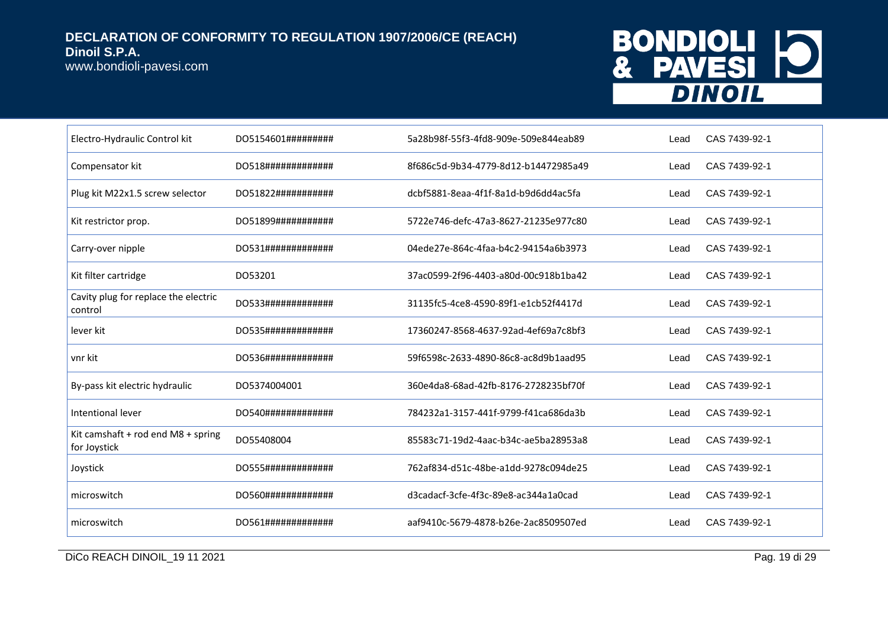| | | | | |
|---|---|---|---|---|
| Electro-Hydraulic Control kit | DO5154601######### | 5a28b98f-55f3-4fd8-909e-509e844eab89 | Lead | CAS 7439-92-1 |
| Compensator kit | DO518############# | 8f686c5d-9b34-4779-8d12-b14472985a49 | Lead | CAS 7439-92-1 |
| Plug kit M22x1.5 screw selector | DO51822########### | dcbf5881-8eaa-4f1f-8a1d-b9d6dd4ac5fa | Lead | CAS 7439-92-1 |
| Kit restrictor prop. | DO51899########### | 5722e746-defc-47a3-8627-21235e977c80 | Lead | CAS 7439-92-1 |
| Carry-over nipple | DO531############# | 04ede27e-864c-4faa-b4c2-94154a6b3973 | Lead | CAS 7439-92-1 |
| Kit filter cartridge | DO53201 | 37ac0599-2f96-4403-a80d-00c918b1ba42 | Lead | CAS 7439-92-1 |
| Cavity plug for replace the electric control | DO533############# | 31135fc5-4ce8-4590-89f1-e1cb52f4417d | Lead | CAS 7439-92-1 |
| lever kit | DO535############# | 17360247-8568-4637-92ad-4ef69a7c8bf3 | Lead | CAS 7439-92-1 |
| vnr kit | DO536############# | 59f6598c-2633-4890-86c8-ac8d9b1aad95 | Lead | CAS 7439-92-1 |
| By-pass kit electric hydraulic | DO5374004001 | 360e4da8-68ad-42fb-8176-2728235bf70f | Lead | CAS 7439-92-1 |
| Intentional lever | DO540############# | 784232a1-3157-441f-9799-f41ca686da3b | Lead | CAS 7439-92-1 |
| Kit camshaft + rod end M8 + spring for Joystick | DO55408004 | 85583c71-19d2-4aac-b34c-ae5ba28953a8 | Lead | CAS 7439-92-1 |
| Joystick | DO555############# | 762af834-d51c-48be-a1dd-9278c094de25 | Lead | CAS 7439-92-1 |
| microswitch | DO560############# | d3cadacf-3cfe-4f3c-89e8-ac344a1a0cad | Lead | CAS 7439-92-1 |
| microswitch | DO561############# | aaf9410c-5679-4878-b26e-2ac8509507ed | Lead | CAS 7439-92-1 |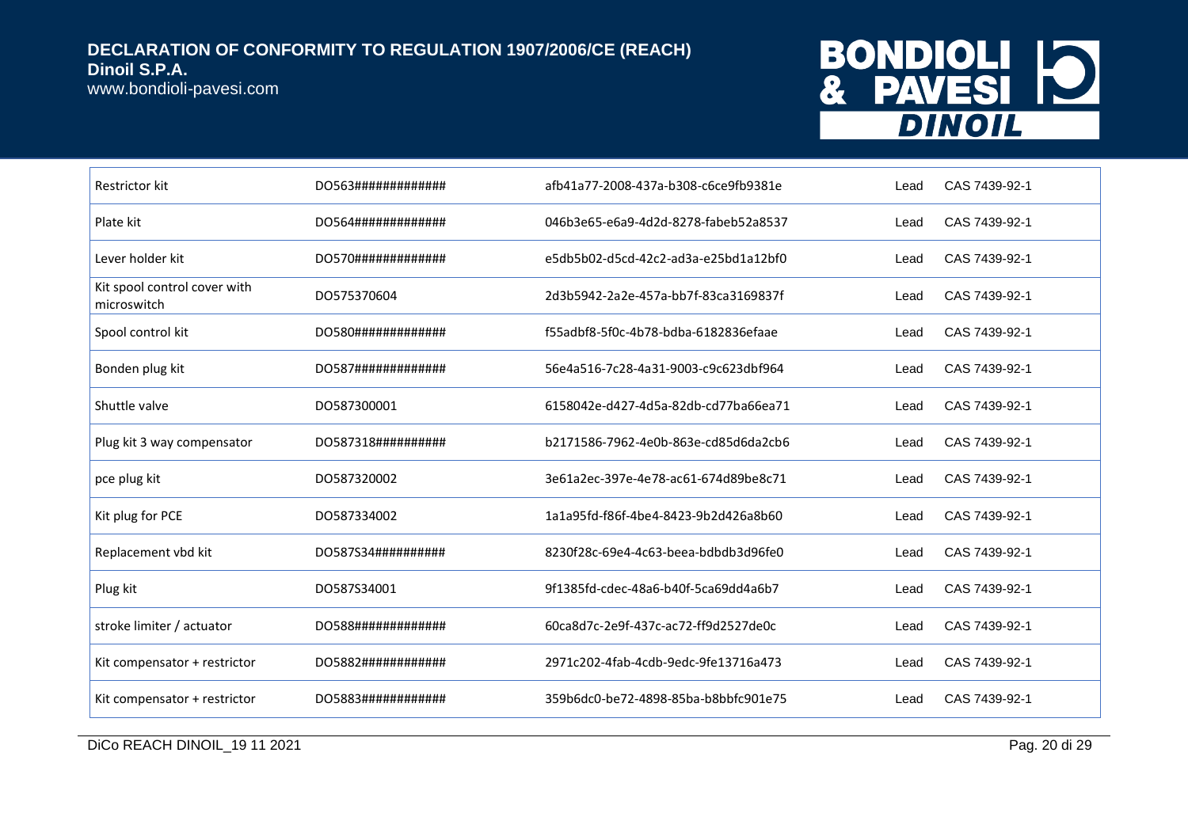| | | | | |
|---|---|---|---|---|
| Restrictor kit | DO563############# | afb41a77-2008-437a-b308-c6ce9fb9381e | Lead | CAS 7439-92-1 |
| Plate kit | DO564############# | 046b3e65-e6a9-4d2d-8278-fabeb52a8537 | Lead | CAS 7439-92-1 |
| Lever holder kit | DO570############# | e5db5b02-d5cd-42c2-ad3a-e25bd1a12bf0 | Lead | CAS 7439-92-1 |
| Kit spool control cover with microswitch | DO575370604 | 2d3b5942-2a2e-457a-bb7f-83ca3169837f | Lead | CAS 7439-92-1 |
| Spool control kit | DO580############# | f55adbf8-5f0c-4b78-bdba-6182836efaae | Lead | CAS 7439-92-1 |
| Bonden plug kit | DO587############# | 56e4a516-7c28-4a31-9003-c9c623dbf964 | Lead | CAS 7439-92-1 |
| Shuttle valve | DO587300001 | 6158042e-d427-4d5a-82db-cd77ba66ea71 | Lead | CAS 7439-92-1 |
| Plug kit 3 way compensator | DO587318########## | b2171586-7962-4e0b-863e-cd85d6da2cb6 | Lead | CAS 7439-92-1 |
| pce plug kit | DO587320002 | 3e61a2ec-397e-4e78-ac61-674d89be8c71 | Lead | CAS 7439-92-1 |
| Kit plug for PCE | DO587334002 | 1a1a95fd-f86f-4be4-8423-9b2d426a8b60 | Lead | CAS 7439-92-1 |
| Replacement vbd kit | DO587S34########## | 8230f28c-69e4-4c63-beea-bdbdb3d96fe0 | Lead | CAS 7439-92-1 |
| Plug kit | DO587S34001 | 9f1385fd-cdec-48a6-b40f-5ca69dd4a6b7 | Lead | CAS 7439-92-1 |
| stroke limiter / actuator | DO588############# | 60ca8d7c-2e9f-437c-ac72-ff9d2527de0c | Lead | CAS 7439-92-1 |
| Kit compensator + restrictor | DO5882############ | 2971c202-4fab-4cdb-9edc-9fe13716a473 | Lead | CAS 7439-92-1 |
| Kit compensator + restrictor | DO5883############ | 359b6dc0-be72-4898-85ba-b8bbfc901e75 | Lead | CAS 7439-92-1 |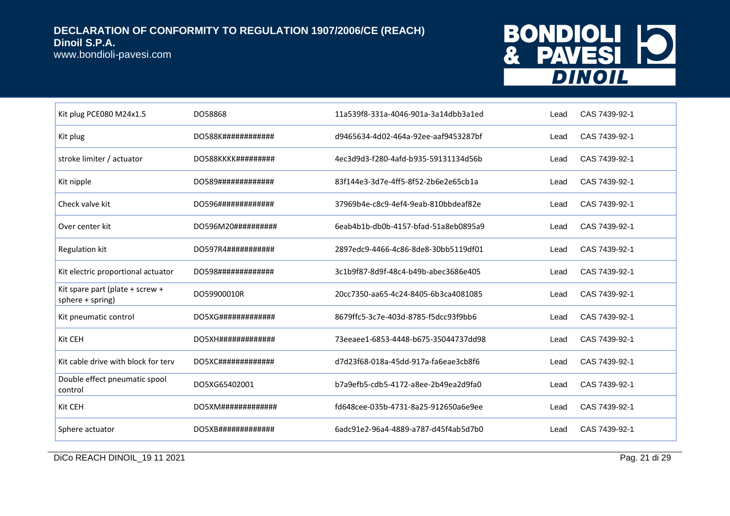| | | | | |
|---|---|---|---|---|
| Kit plug PCE080 M24x1.5 | DO58868 | 11a539f8-331a-4046-901a-3a14dbb3a1ed | Lead | CAS 7439-92-1 |
| Kit plug | DO588K############ | d9465634-4d02-464a-92ee-aaf9453287bf | Lead | CAS 7439-92-1 |
| stroke limiter / actuator | DO588KKKK######### | 4ec3d9d3-f280-4afd-b935-59131134d56b | Lead | CAS 7439-92-1 |
| Kit nipple | DO589############# | 83f144e3-3d7e-4ff5-8f52-2b6e2e65cb1a | Lead | CAS 7439-92-1 |
| Check valve kit | DO596############# | 37969b4e-c8c9-4ef4-9eab-810bbdeaf82e | Lead | CAS 7439-92-1 |
| Over center kit | DO596M20########## | 6eab4b1b-db0b-4157-bfad-51a8eb0895a9 | Lead | CAS 7439-92-1 |
| Regulation kit | DO597R4########### | 2897edc9-4466-4c86-8de8-30bb5119df01 | Lead | CAS 7439-92-1 |
| Kit electric proportional actuator | DO598############# | 3c1b9f87-8d9f-48c4-b49b-abec3686e405 | Lead | CAS 7439-92-1 |
| Kit spare part (plate + screw + sphere + spring) | DO59900010R | 20cc7350-aa65-4c24-8405-6b3ca4081085 | Lead | CAS 7439-92-1 |
| Kit pneumatic control | DO5XG############# | 8679ffc5-3c7e-403d-8785-f5dcc93f9bb6 | Lead | CAS 7439-92-1 |
| Kit CEH | DO5XH############# | 73eeaee1-6853-4448-b675-35044737dd98 | Lead | CAS 7439-92-1 |
| Kit cable drive with block for terv | DO5XC############# | d7d23f68-018a-45dd-917a-fa6eae3cb8f6 | Lead | CAS 7439-92-1 |
| Double effect pneumatic spool control | DO5XG65402001 | b7a9efb5-cdb5-4172-a8ee-2b49ea2d9fa0 | Lead | CAS 7439-92-1 |
| Kit CEH | DO5XM############# | fd648cee-035b-4731-8a25-912650a6e9ee | Lead | CAS 7439-92-1 |
| Sphere actuator | DO5XB############# | 6adc91e2-96a4-4889-a787-d45f4ab5d7b0 | Lead | CAS 7439-92-1 |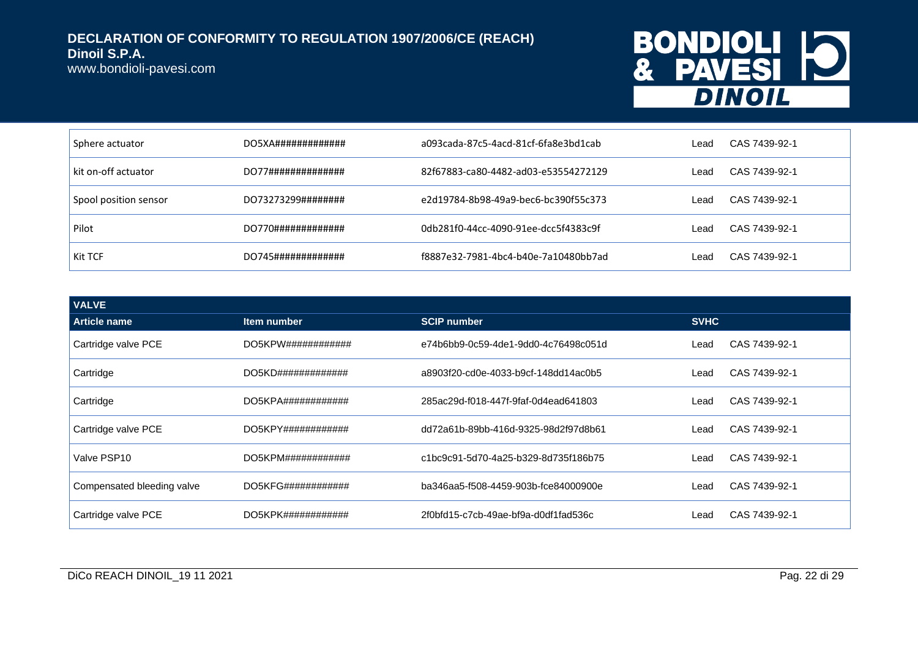| Sphere actuator | DO5XA############# | a093cada-87c5-4acd-81cf-6fa8e3bd1cab | Lead | CAS 7439-92-1 |
|---|---|---|---|---|
| kit on-off actuator | DO77############## | 82f67883-ca80-4482-ad03-e53554272129 | Lead | CAS 7439-92-1 |
| Spool position sensor | DO73273299######## | e2d19784-8b98-49a9-bec6-bc390f55c373 | Lead | CAS 7439-92-1 |
| Pilot | DO770############# | 0db281f0-44cc-4090-91ee-dcc5f4383c9f | Lead | CAS 7439-92-1 |
| Kit TCF | DO745############# | f8887e32-7981-4bc4-b40e-7a10480bb7ad | Lead | CAS 7439-92-1 |

| **VALVE** | | | | |
|---|---|---|---|---|
| **Article name** | **Item number** | **SCIP number** | **SVHC** | |
| Cartridge valve PCE | DO5KPW############ | e74b6bb9-0c59-4de1-9dd0-4c76498c051d | Lead | CAS 7439-92-1 |
| Cartridge | DO5KD############# | a8903f20-cd0e-4033-b9cf-148dd14ac0b5 | Lead | CAS 7439-92-1 |
| Cartridge | DO5KPA############ | 285ac29d-f018-447f-9faf-0d4ead641803 | Lead | CAS 7439-92-1 |
| Cartridge valve PCE | DO5KPY############ | dd72a61b-89bb-416d-9325-98d2f97d8b61 | Lead | CAS 7439-92-1 |
| Valve PSP10 | DO5KPM############ | c1bc9c91-5d70-4a25-b329-8d735f186b75 | Lead | CAS 7439-92-1 |
| Compensated bleeding valve | DO5KFG############ | ba346aa5-f508-4459-903b-fce84000900e | Lead | CAS 7439-92-1 |
| Cartridge valve PCE | DO5KPK############ | 2f0bfd15-c7cb-49ae-bf9a-d0df1fad536c | Lead | CAS 7439-92-1 |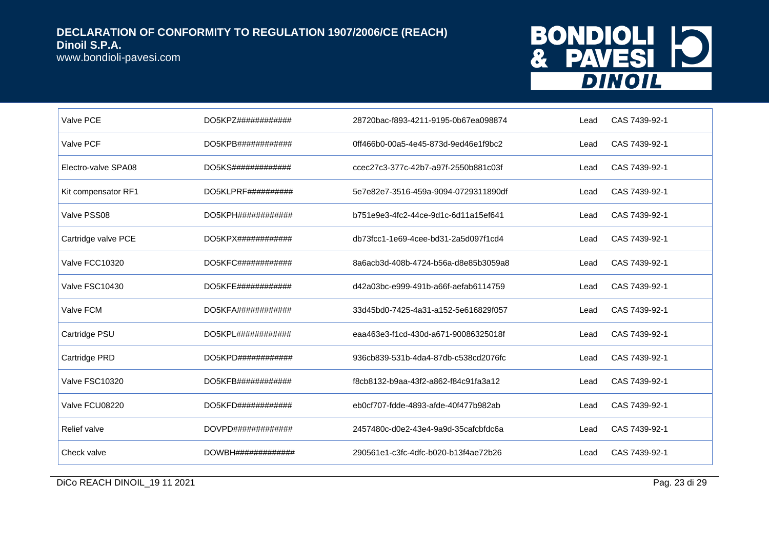| | | | | |
|---|---|---|---|---|
| Valve PCE | DO5KPZ############ | 28720bac-f893-4211-9195-0b67ea098874 | Lead | CAS 7439-92-1 |
| Valve PCF | DO5KPB############ | 0ff466b0-00a5-4e45-873d-9ed46e1f9bc2 | Lead | CAS 7439-92-1 |
| Electro-valve SPA08 | DO5KS############# | ccec27c3-377c-42b7-a97f-2550b881c03f | Lead | CAS 7439-92-1 |
| Kit compensator RF1 | DO5KLPRF########## | 5e7e82e7-3516-459a-9094-0729311890df | Lead | CAS 7439-92-1 |
| Valve PSS08 | DO5KPH############ | b751e9e3-4fc2-44ce-9d1c-6d11a15ef641 | Lead | CAS 7439-92-1 |
| Cartridge valve PCE | DO5KPX############ | db73fcc1-1e69-4cee-bd31-2a5d097f1cd4 | Lead | CAS 7439-92-1 |
| Valve FCC10320 | DO5KFC############ | 8a6acb3d-408b-4724-b56a-d8e85b3059a8 | Lead | CAS 7439-92-1 |
| Valve FSC10430 | DO5KFE############ | d42a03bc-e999-491b-a66f-aefab6114759 | Lead | CAS 7439-92-1 |
| Valve FCM | DO5KFA############ | 33d45bd0-7425-4a31-a152-5e616829f057 | Lead | CAS 7439-92-1 |
| Cartridge PSU | DO5KPL############ | eaa463e3-f1cd-430d-a671-90086325018f | Lead | CAS 7439-92-1 |
| Cartridge PRD | DO5KPD############ | 936cb839-531b-4da4-87db-c538cd2076fc | Lead | CAS 7439-92-1 |
| Valve FSC10320 | DO5KFB############ | f8cb8132-b9aa-43f2-a862-f84c91fa3a12 | Lead | CAS 7439-92-1 |
| Valve FCU08220 | DO5KFD############ | eb0cf707-fdde-4893-afde-40f477b982ab | Lead | CAS 7439-92-1 |
| Relief valve | DOVPD############# | 2457480c-d0e2-43e4-9a9d-35cafcbfdc6a | Lead | CAS 7439-92-1 |
| Check valve | DOWBH############# | 290561e1-c3fc-4dfc-b020-b13f4ae72b26 | Lead | CAS 7439-92-1 |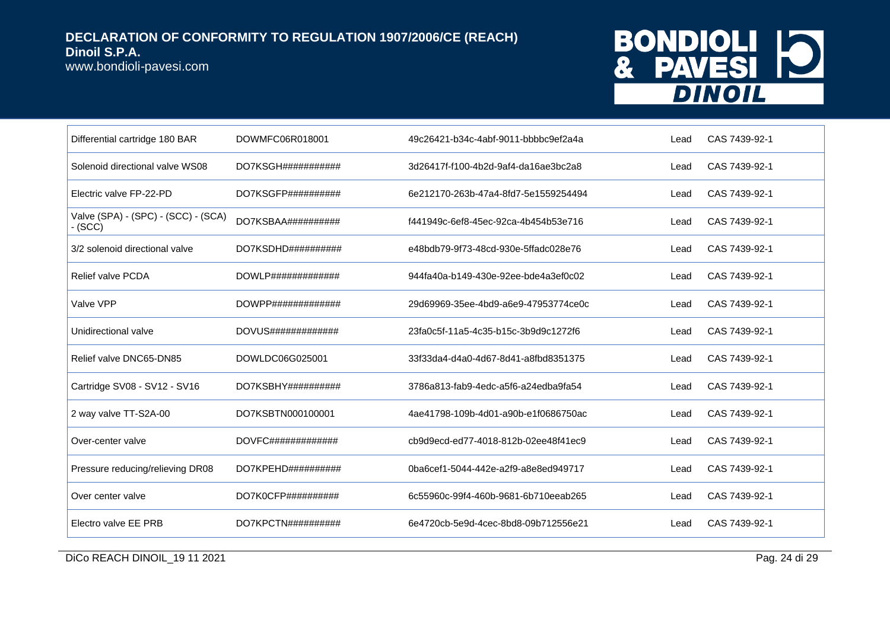| | | | | |
|---|---|---|---|---|
| Differential cartridge 180 BAR | DOWMFC06R018001 | 49c26421-b34c-4abf-9011-bbbbc9ef2a4a | Lead | CAS 7439-92-1 |
| Solenoid directional valve WS08 | DO7KSGH########### | 3d26417f-f100-4b2d-9af4-da16ae3bc2a8 | Lead | CAS 7439-92-1 |
| Electric valve FP-22-PD | DO7KSGFP########## | 6e212170-263b-47a4-8fd7-5e1559254494 | Lead | CAS 7439-92-1 |
| Valve (SPA) - (SPC) - (SCC) - (SCA) - (SCC) | DO7KSBAA########## | f441949c-6ef8-45ec-92ca-4b454b53e716 | Lead | CAS 7439-92-1 |
| 3/2 solenoid directional valve | DO7KSDHD########## | e48bdb79-9f73-48cd-930e-5ffadc028e76 | Lead | CAS 7439-92-1 |
| Relief valve PCDA | DOWLP############# | 944fa40a-b149-430e-92ee-bde4a3ef0c02 | Lead | CAS 7439-92-1 |
| Valve VPP | DOWPP############# | 29d69969-35ee-4bd9-a6e9-47953774ce0c | Lead | CAS 7439-92-1 |
| Unidirectional valve | DOVUS############# | 23fa0c5f-11a5-4c35-b15c-3b9d9c1272f6 | Lead | CAS 7439-92-1 |
| Relief valve DNC65-DN85 | DOWLDC06G025001 | 33f33da4-d4a0-4d67-8d41-a8fbd8351375 | Lead | CAS 7439-92-1 |
| Cartridge SV08 - SV12 - SV16 | DO7KSBHY########## | 3786a813-fab9-4edc-a5f6-a24edba9fa54 | Lead | CAS 7439-92-1 |
| 2 way valve TT-S2A-00 | DO7KSBTN000100001 | 4ae41798-109b-4d01-a90b-e1f0686750ac | Lead | CAS 7439-92-1 |
| Over-center valve | DOVFC############# | cb9d9ecd-ed77-4018-812b-02ee48f41ec9 | Lead | CAS 7439-92-1 |
| Pressure reducing/relieving DR08 | DO7KPEHD########## | 0ba6cef1-5044-442e-a2f9-a8e8ed949717 | Lead | CAS 7439-92-1 |
| Over center valve | DO7K0CFP########## | 6c55960c-99f4-460b-9681-6b710eeab265 | Lead | CAS 7439-92-1 |
| Electro valve EE PRB | DO7KPCTN########## | 6e4720cb-5e9d-4cec-8bd8-09b712556e21 | Lead | CAS 7439-92-1 |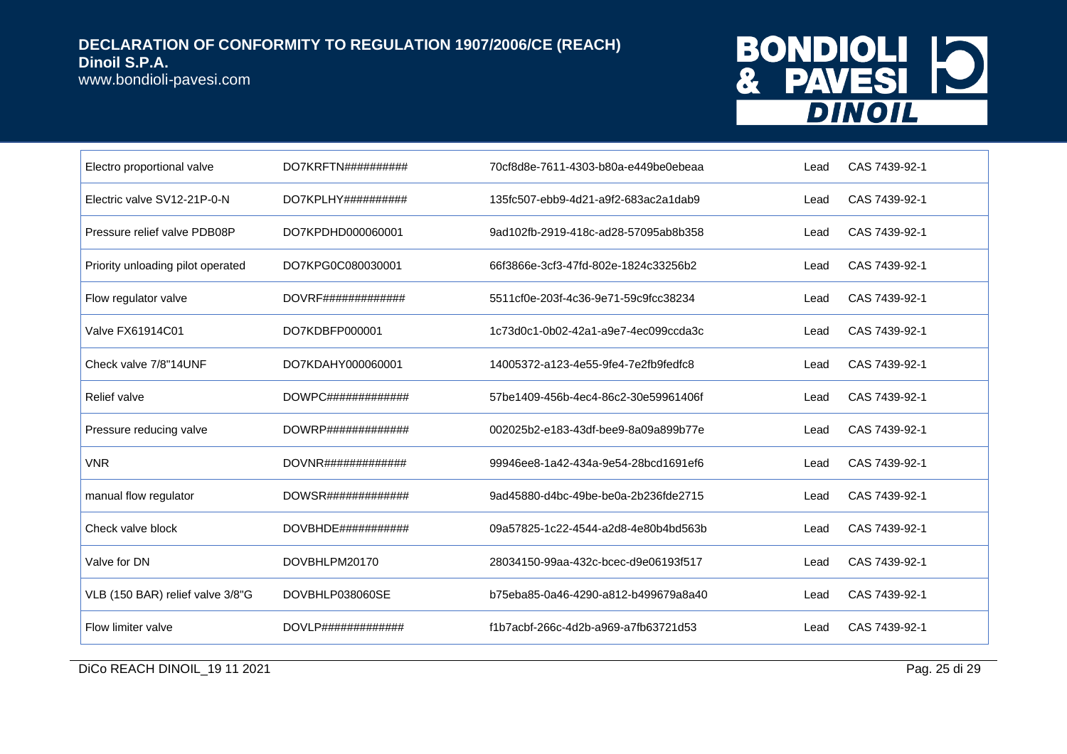| Electro proportional valve | DO7KRFTN########## | 70cf8d8e-7611-4303-b80a-e449be0ebeaa | Lead | CAS 7439-92-1 |
|---|---|---|---|---|
| Electric valve SV12-21P-0-N | DO7KPLHY########## | 135fc507-ebb9-4d21-a9f2-683ac2a1dab9 | Lead | CAS 7439-92-1 |
| Pressure relief valve PDB08P | DO7KPDHD000060001 | 9ad102fb-2919-418c-ad28-57095ab8b358 | Lead | CAS 7439-92-1 |
| Priority unloading pilot operated | DO7KPG0C080030001 | 66f3866e-3cf3-47fd-802e-1824c33256b2 | Lead | CAS 7439-92-1 |
| Flow regulator valve | DOVRF############# | 5511cf0e-203f-4c36-9e71-59c9fcc38234 | Lead | CAS 7439-92-1 |
| Valve FX61914C01 | DO7KDBFP000001 | 1c73d0c1-0b02-42a1-a9e7-4ec099ccda3c | Lead | CAS 7439-92-1 |
| Check valve 7/8"14UNF | DO7KDAHY000060001 | 14005372-a123-4e55-9fe4-7e2fb9fedfc8 | Lead | CAS 7439-92-1 |
| Relief valve | DOWPC############# | 57be1409-456b-4ec4-86c2-30e59961406f | Lead | CAS 7439-92-1 |
| Pressure reducing valve | DOWRP############# | 002025b2-e183-43df-bee9-8a09a899b77e | Lead | CAS 7439-92-1 |
| VNR | DOVNR############# | 99946ee8-1a42-434a-9e54-28bcd1691ef6 | Lead | CAS 7439-92-1 |
| manual flow regulator | DOWSR############# | 9ad45880-d4bc-49be-be0a-2b236fde2715 | Lead | CAS 7439-92-1 |
| Check valve block | DOVBHDE########### | 09a57825-1c22-4544-a2d8-4e80b4bd563b | Lead | CAS 7439-92-1 |
| Valve for DN | DOVBHLPM20170 | 28034150-99aa-432c-bcec-d9e06193f517 | Lead | CAS 7439-92-1 |
| VLB (150 BAR) relief valve 3/8"G | DOVBHLP038060SE | b75eba85-0a46-4290-a812-b499679a8a40 | Lead | CAS 7439-92-1 |
| Flow limiter valve | DOVLP############# | f1b7acbf-266c-4d2b-a969-a7fb63721d53 | Lead | CAS 7439-92-1 |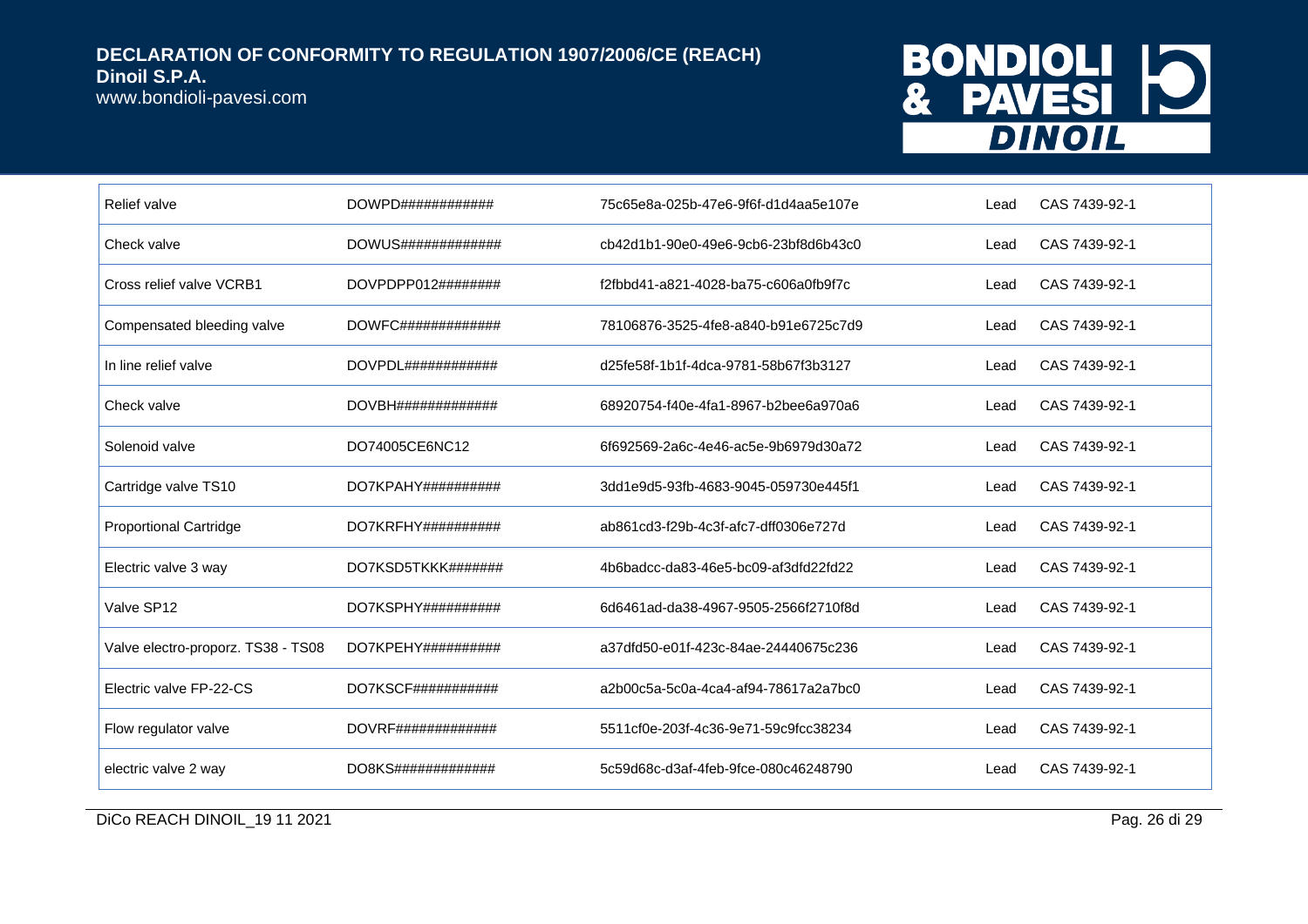| | | | | |
|---|---|---|---|---|
| Relief valve | DOWPD############ | 75c65e8a-025b-47e6-9f6f-d1d4aa5e107e | Lead | CAS 7439-92-1 |
| Check valve | DOWUS############# | cb42d1b1-90e0-49e6-9cb6-23bf8d6b43c0 | Lead | CAS 7439-92-1 |
| Cross relief valve VCRB1 | DOVPDPP012######## | f2fbbd41-a821-4028-ba75-c606a0fb9f7c | Lead | CAS 7439-92-1 |
| Compensated bleeding valve | DOWFC############# | 78106876-3525-4fe8-a840-b91e6725c7d9 | Lead | CAS 7439-92-1 |
| In line relief valve | DOVPDL############ | d25fe58f-1b1f-4dca-9781-58b67f3b3127 | Lead | CAS 7439-92-1 |
| Check valve | DOVBH############# | 68920754-f40e-4fa1-8967-b2bee6a970a6 | Lead | CAS 7439-92-1 |
| Solenoid valve | DO74005CE6NC12 | 6f692569-2a6c-4e46-ac5e-9b6979d30a72 | Lead | CAS 7439-92-1 |
| Cartridge valve TS10 | DO7KPAHY########## | 3dd1e9d5-93fb-4683-9045-059730e445f1 | Lead | CAS 7439-92-1 |
| Proportional Cartridge | DO7KRFHY########## | ab861cd3-f29b-4c3f-afc7-dff0306e727d | Lead | CAS 7439-92-1 |
| Electric valve 3 way | DO7KSD5TKKK####### | 4b6badcc-da83-46e5-bc09-af3dfd22fd22 | Lead | CAS 7439-92-1 |
| Valve SP12 | DO7KSPHY########## | 6d6461ad-da38-4967-9505-2566f2710f8d | Lead | CAS 7439-92-1 |
| Valve electro-proporz. TS38 - TS08 | DO7KPEHY########## | a37dfd50-e01f-423c-84ae-24440675c236 | Lead | CAS 7439-92-1 |
| Electric valve FP-22-CS | DO7KSCF########### | a2b00c5a-5c0a-4ca4-af94-78617a2a7bc0 | Lead | CAS 7439-92-1 |
| Flow regulator valve | DOVRF############# | 5511cf0e-203f-4c36-9e71-59c9fcc38234 | Lead | CAS 7439-92-1 |
| electric valve 2 way | DO8KS############# | 5c59d68c-d3af-4feb-9fce-080c46248790 | Lead | CAS 7439-92-1 |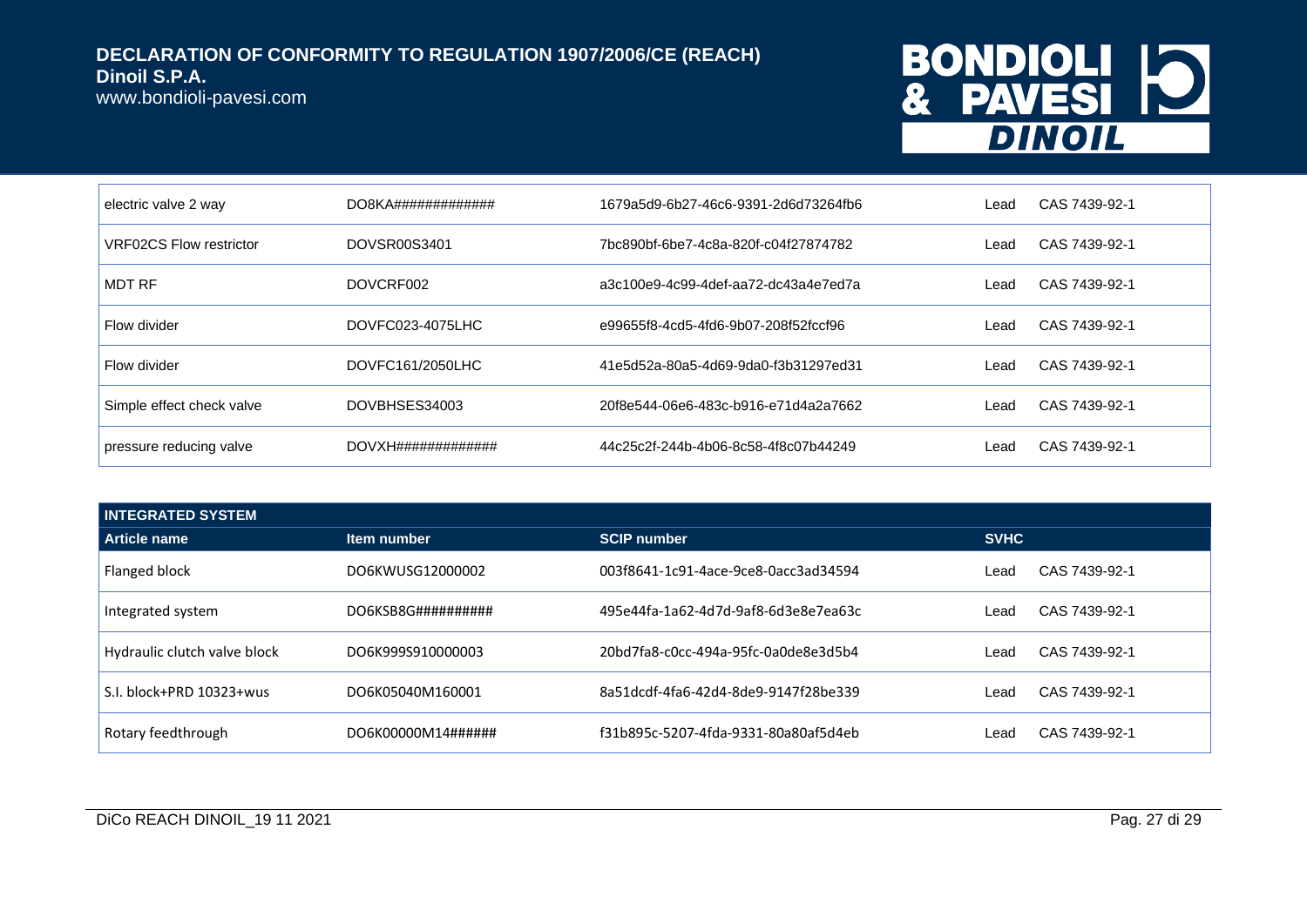| | | | | |
|---|---|---|---|---|
| electric valve 2 way | DO8KA############## | 1679a5d9-6b27-46c6-9391-2d6d73264fb6 | Lead | CAS 7439-92-1 |
| VRF02CS Flow restrictor | DOVSR00S3401 | 7bc890bf-6be7-4c8a-820f-c04f27874782 | Lead | CAS 7439-92-1 |
| MDT RF | DOVCRF002 | a3c100e9-4c99-4def-aa72-dc43a4e7ed7a | Lead | CAS 7439-92-1 |
| Flow divider | DOVFC023-4075LHC | e99655f8-4cd5-4fd6-9b07-208f52fccf96 | Lead | CAS 7439-92-1 |
| Flow divider | DOVFC161/2050LHC | 41e5d52a-80a5-4d69-9da0-f3b31297ed31 | Lead | CAS 7439-92-1 |
| Simple effect check valve | DOVBHSES34003 | 20f8e544-06e6-483c-b916-e71d4a2a7662 | Lead | CAS 7439-92-1 |
| pressure reducing valve | DOVXH############## | 44c25c2f-244b-4b06-8c58-4f8c07b44249 | Lead | CAS 7439-92-1 |

**INTEGRATED SYSTEM**

| Article name | Item number | SCIP number | SVHC | |
|---|---|---|---|---|
| Flanged block | DO6KWUSG12000002 | 003f8641-1c91-4ace-9ce8-0acc3ad34594 | Lead | CAS 7439-92-1 |
| Integrated system | DO6KSB8G########## | 495e44fa-1a62-4d7d-9af8-6d3e8e7ea63c | Lead | CAS 7439-92-1 |
| Hydraulic clutch valve block | DO6K999S910000003 | 20bd7fa8-c0cc-494a-95fc-0a0de8e3d5b4 | Lead | CAS 7439-92-1 |
| S.I. block+PRD 10323+wus | DO6K05040M160001 | 8a51dcdf-4fa6-42d4-8de9-9147f28be339 | Lead | CAS 7439-92-1 |
| Rotary feedthrough | DO6K00000M14###### | f31b895c-5207-4fda-9331-80a80af5d4eb | Lead | CAS 7439-92-1 |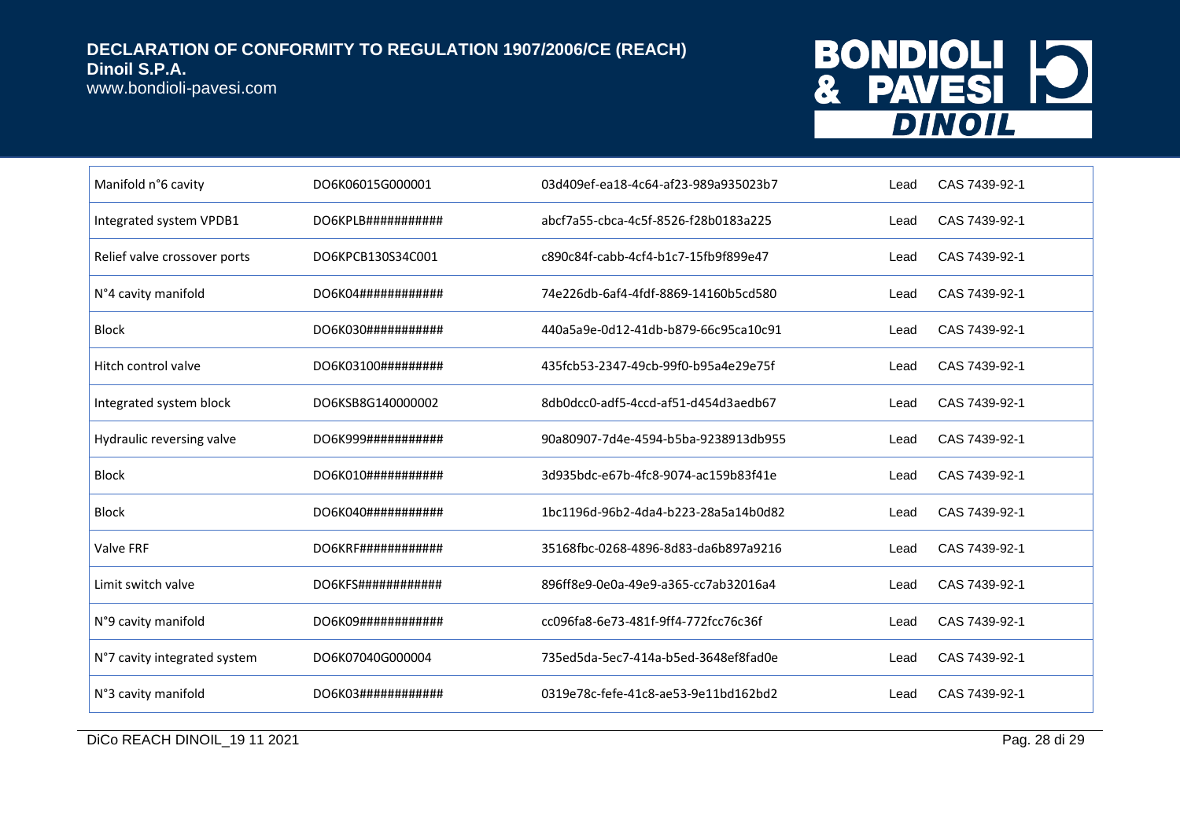| | | | | |
|---|---|---|---|---|
| Manifold n°6 cavity | DO6K06015G000001 | 03d409ef-ea18-4c64-af23-989a935023b7 | Lead | CAS 7439-92-1 |
| Integrated system VPDB1 | DO6KPLB########### | abcf7a55-cbca-4c5f-8526-f28b0183a225 | Lead | CAS 7439-92-1 |
| Relief valve crossover ports | DO6KPCB130S34C001 | c890c84f-cabb-4cf4-b1c7-15fb9f899e47 | Lead | CAS 7439-92-1 |
| N°4 cavity manifold | DO6K04############ | 74e226db-6af4-4fdf-8869-14160b5cd580 | Lead | CAS 7439-92-1 |
| Block | DO6K030########### | 440a5a9e-0d12-41db-b879-66c95ca10c91 | Lead | CAS 7439-92-1 |
| Hitch control valve | DO6K03100######### | 435fcb53-2347-49cb-99f0-b95a4e29e75f | Lead | CAS 7439-92-1 |
| Integrated system block | DO6KSB8G140000002 | 8db0dcc0-adf5-4ccd-af51-d454d3aedb67 | Lead | CAS 7439-92-1 |
| Hydraulic reversing valve | DO6K999########### | 90a80907-7d4e-4594-b5ba-9238913db955 | Lead | CAS 7439-92-1 |
| Block | DO6K010########### | 3d935bdc-e67b-4fc8-9074-ac159b83f41e | Lead | CAS 7439-92-1 |
| Block | DO6K040########### | 1bc1196d-96b2-4da4-b223-28a5a14b0d82 | Lead | CAS 7439-92-1 |
| Valve FRF | DO6KRF############ | 35168fbc-0268-4896-8d83-da6b897a9216 | Lead | CAS 7439-92-1 |
| Limit switch valve | DO6KFS############ | 896ff8e9-0e0a-49e9-a365-cc7ab32016a4 | Lead | CAS 7439-92-1 |
| N°9 cavity manifold | DO6K09############ | cc096fa8-6e73-481f-9ff4-772fcc76c36f | Lead | CAS 7439-92-1 |
| N°7 cavity integrated system | DO6K07040G000004 | 735ed5da-5ec7-414a-b5ed-3648ef8fad0e | Lead | CAS 7439-92-1 |
| N°3 cavity manifold | DO6K03############ | 0319e78c-fefe-41c8-ae53-9e11bd162bd2 | Lead | CAS 7439-92-1 |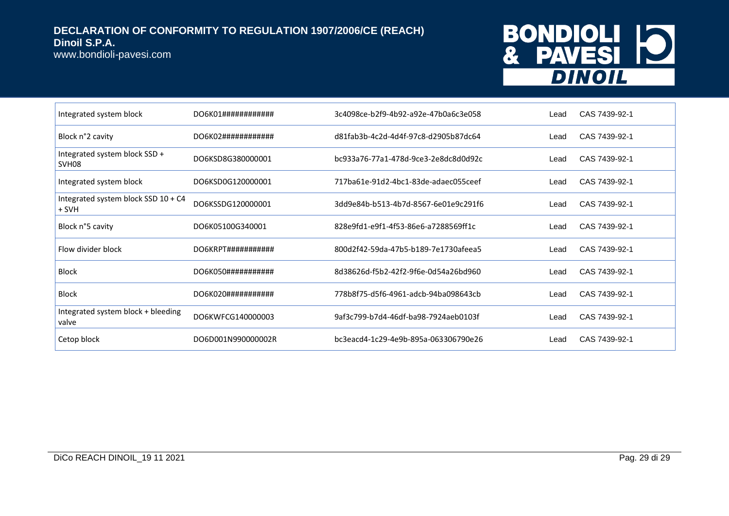| | | | | |
|---|---|---|---|---|
| Integrated system block | DO6K01############ | 3c4098ce-b2f9-4b92-a92e-47b0a6c3e058 | Lead | CAS 7439-92-1 |
| Block n°2 cavity | DO6K02############ | d81fab3b-4c2d-4d4f-97c8-d2905b87dc64 | Lead | CAS 7439-92-1 |
| Integrated system block SSD + SVH08 | DO6KSD8G380000001 | bc933a76-77a1-478d-9ce3-2e8dc8d0d92c | Lead | CAS 7439-92-1 |
| Integrated system block | DO6KSD0G120000001 | 717ba61e-91d2-4bc1-83de-adaec055ceef | Lead | CAS 7439-92-1 |
| Integrated system block SSD 10 + C4 + SVH | DO6KSSDG120000001 | 3dd9e84b-b513-4b7d-8567-6e01e9c291f6 | Lead | CAS 7439-92-1 |
| Block n°5 cavity | DO6K05100G340001 | 828e9fd1-e9f1-4f53-86e6-a7288569ff1c | Lead | CAS 7439-92-1 |
| Flow divider block | DO6KRPT########### | 800d2f42-59da-47b5-b189-7e1730afeea5 | Lead | CAS 7439-92-1 |
| Block | DO6K050########### | 8d38626d-f5b2-42f2-9f6e-0d54a26bd960 | Lead | CAS 7439-92-1 |
| Block | DO6K020########### | 778b8f75-d5f6-4961-adcb-94ba098643cb | Lead | CAS 7439-92-1 |
| Integrated system block + bleeding valve | DO6KWFCG140000003 | 9af3c799-b7d4-46df-ba98-7924aeb0103f | Lead | CAS 7439-92-1 |
| Cetop block | DO6D001N990000002R | bc3eacd4-1c29-4e9b-895a-063306790e26 | Lead | CAS 7439-92-1 |